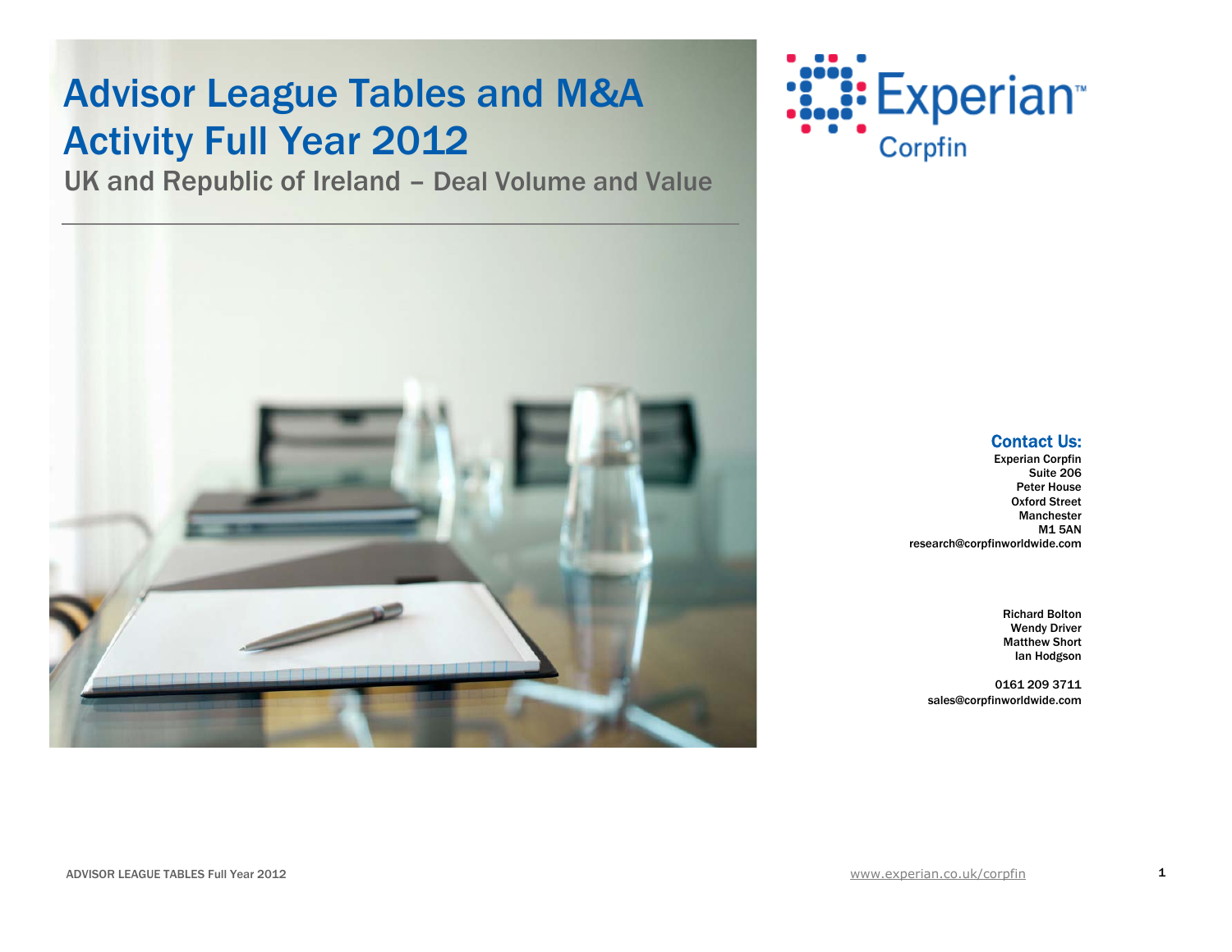# Advisor League Tables and M&A Activity Full Year 2012

## UK and Republic of Ireland – Deal Volume and Value

Experian Corpfin

### Contact Us:

Experian Corpfin
Suite 206
Peter House
Oxford Street
Manchester
M1 5AN
research@corpfinworldwide.com

Richard Bolton
Wendy Driver
Matthew Short
Ian Hodgson

0161 209 3711
sales@corpfinworldwide.com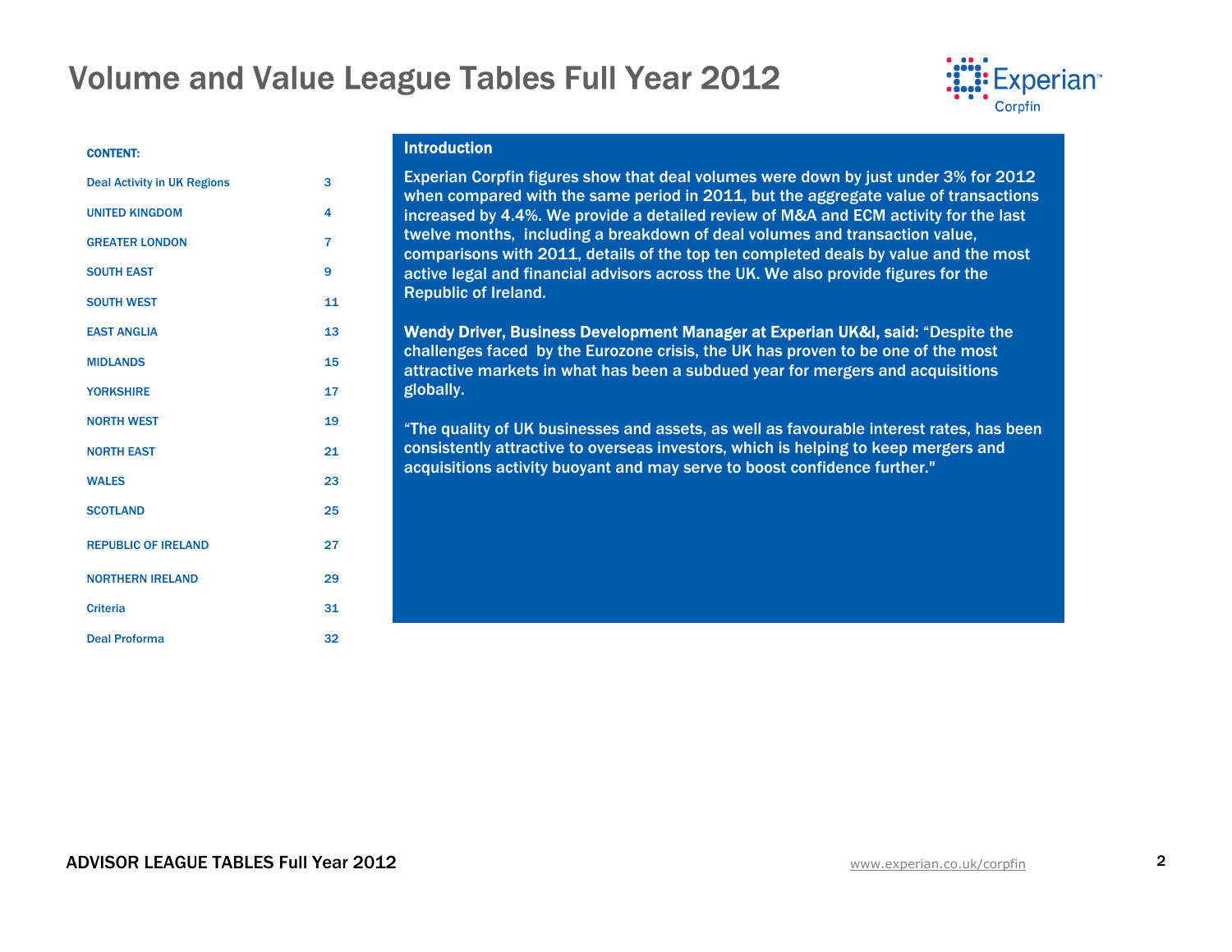# Volume and Value League Tables Full Year 2012

**CONTENT:**

| Section | Page |
|---|---|
| Deal Activity in UK Regions | 3 |
| UNITED KINGDOM | 4 |
| GREATER LONDON | 7 |
| SOUTH EAST | 9 |
| SOUTH WEST | 11 |
| EAST ANGLIA | 13 |
| MIDLANDS | 15 |
| YORKSHIRE | 17 |
| NORTH WEST | 19 |
| NORTH EAST | 21 |
| WALES | 23 |
| SCOTLAND | 25 |
| REPUBLIC OF IRELAND | 27 |
| NORTHERN IRELAND | 29 |
| Criteria | 31 |
| Deal Proforma | 32 |

## Introduction

Experian Corpfin figures show that deal volumes were down by just under 3% for 2012 when compared with the same period in 2011, but the aggregate value of transactions increased by 4.4%. We provide a detailed review of M&A and ECM activity for the last twelve months, including a breakdown of deal volumes and transaction value, comparisons with 2011, details of the top ten completed deals by value and the most active legal and financial advisors across the UK. We also provide figures for the Republic of Ireland.

**Wendy Driver, Business Development Manager at Experian UK&I, said:** "Despite the challenges faced by the Eurozone crisis, the UK has proven to be one of the most attractive markets in what has been a subdued year for mergers and acquisitions globally.

"The quality of UK businesses and assets, as well as favourable interest rates, has been consistently attractive to overseas investors, which is helping to keep mergers and acquisitions activity buoyant and may serve to boost confidence further."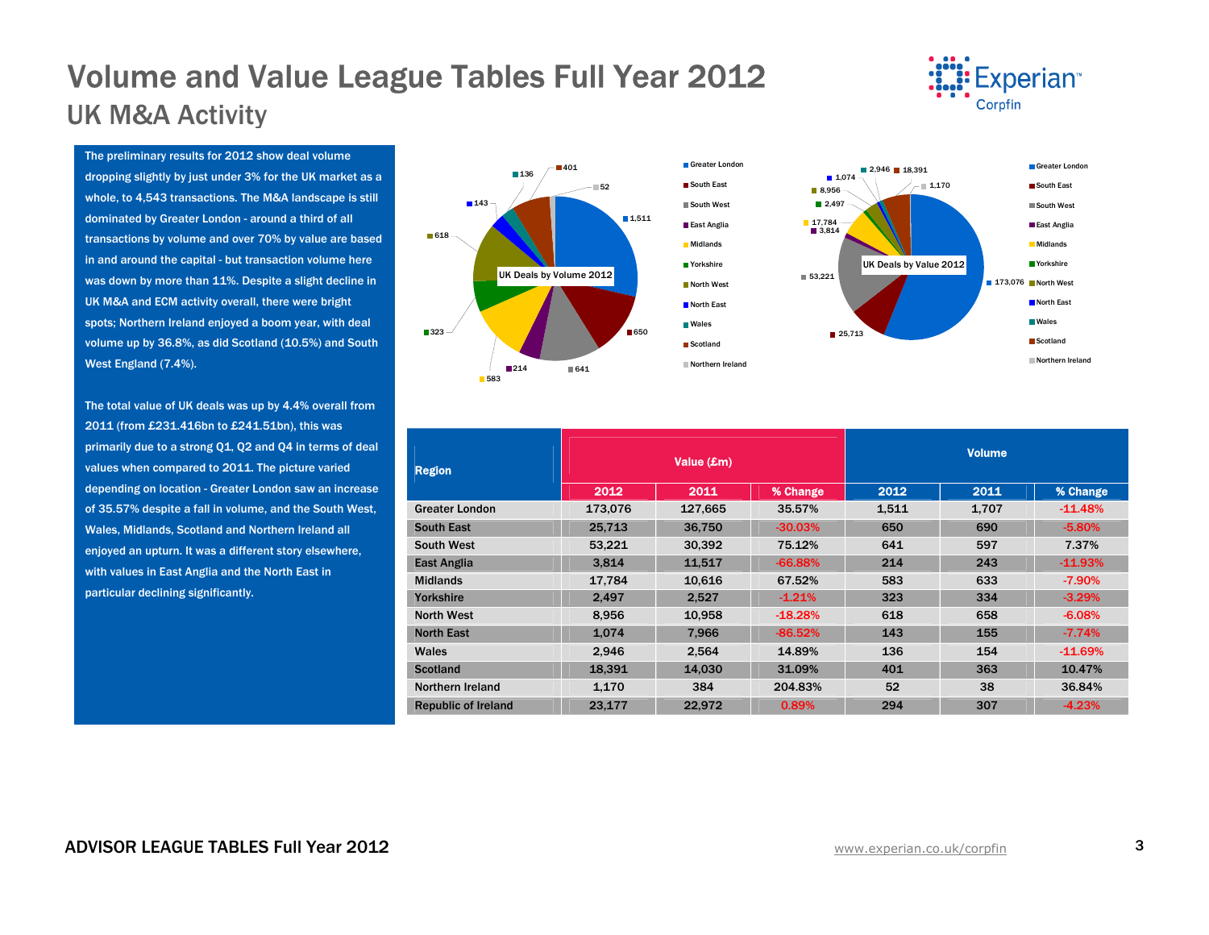# Volume and Value League Tables Full Year 2012

## UK M&A Activity

The preliminary results for 2012 show deal volume dropping slightly by just under 3% for the UK market as a whole, to 4,543 transactions. The M&A landscape is still dominated by Greater London - around a third of all transactions by volume and over 70% by value are based in and around the capital - but transaction volume here was down by more than 11%. Despite a slight decline in UK M&A and ECM activity overall, there were bright spots; Northern Ireland enjoyed a boom year, with deal volume up by 36.8%, as did Scotland (10.5%) and South West England (7.4%).

The total value of UK deals was up by 4.4% overall from 2011 (from £231.416bn to £241.51bn), this was primarily due to a strong Q1, Q2 and Q4 in terms of deal values when compared to 2011. The picture varied depending on location - Greater London saw an increase of 35.57% despite a fall in volume, and the South West, Wales, Midlands, Scotland and Northern Ireland all enjoyed an upturn. It was a different story elsewhere, with values in East Anglia and the North East in particular declining significantly.

UK Deals by Volume 2012

| Region | Volume |
|---|---|
| Greater London | 1,511 |
| South East | 650 |
| South West | 641 |
| East Anglia | 214 |
| Midlands | 583 |
| Yorkshire | 323 |
| North West | 618 |
| North East | 143 |
| Wales | 136 |
| Scotland | 401 |
| Northern Ireland | 52 |

UK Deals by Value 2012

| Region | Value |
|---|---|
| Greater London | 173,076 |
| South East | 25,713 |
| South West | 53,221 |
| East Anglia | 3,814 |
| Midlands | 17,784 |
| Yorkshire | 2,497 |
| North West | 8,956 |
| North East | 1,074 |
| Wales | 2,946 |
| Scotland | 18,391 |
| Northern Ireland | 1,170 |

| Region | Value (£m) | | | Volume | | |
|---|---|---|---|---|---|---|
| | 2012 | 2011 | % Change | 2012 | 2011 | % Change |
| Greater London | 173,076 | 127,665 | 35.57% | 1,511 | 1,707 | -11.48% |
| South East | 25,713 | 36,750 | -30.03% | 650 | 690 | -5.80% |
| South West | 53,221 | 30,392 | 75.12% | 641 | 597 | 7.37% |
| East Anglia | 3,814 | 11,517 | -66.88% | 214 | 243 | -11.93% |
| Midlands | 17,784 | 10,616 | 67.52% | 583 | 633 | -7.90% |
| Yorkshire | 2,497 | 2,527 | -1.21% | 323 | 334 | -3.29% |
| North West | 8,956 | 10,958 | -18.28% | 618 | 658 | -6.08% |
| North East | 1,074 | 7,966 | -86.52% | 143 | 155 | -7.74% |
| Wales | 2,946 | 2,564 | 14.89% | 136 | 154 | -11.69% |
| Scotland | 18,391 | 14,030 | 31.09% | 401 | 363 | 10.47% |
| Northern Ireland | 1,170 | 384 | 204.83% | 52 | 38 | 36.84% |
| Republic of Ireland | 23,177 | 22,972 | 0.89% | 294 | 307 | -4.23% |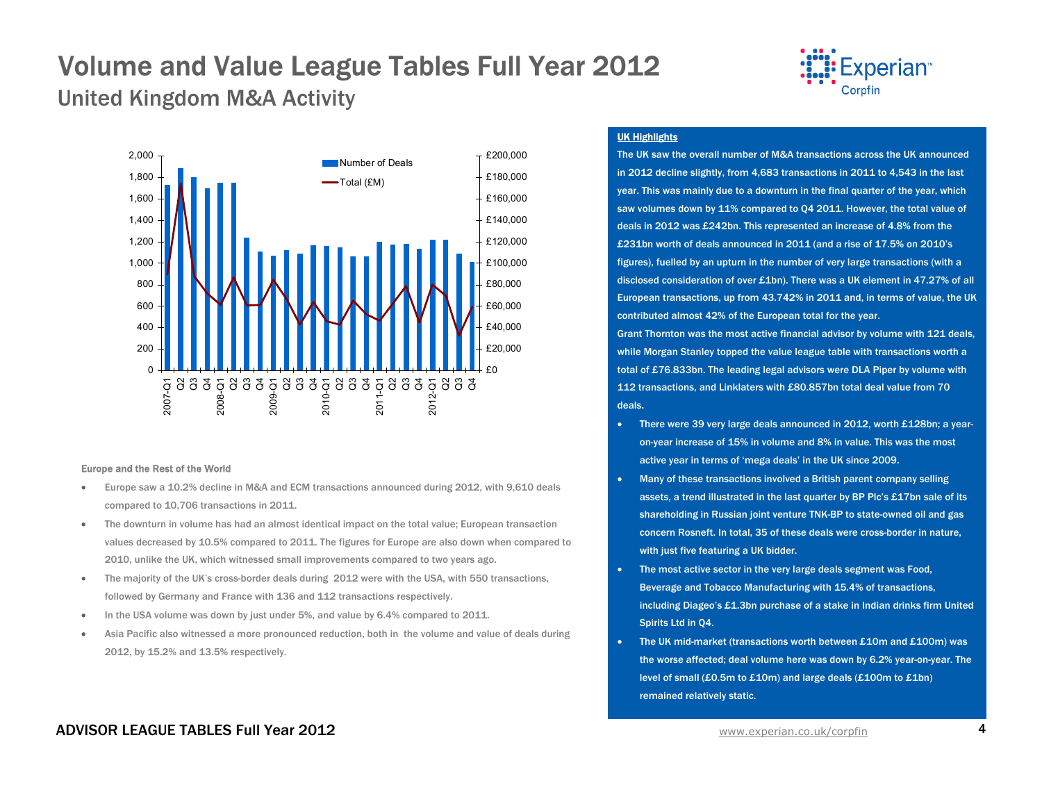# Volume and Value League Tables Full Year 2012

## United Kingdom M&A Activity

### Europe and the Rest of the World

- Europe saw a 10.2% decline in M&A and ECM transactions announced during 2012, with 9,610 deals compared to 10,706 transactions in 2011.
- The downturn in volume has had an almost identical impact on the total value; European transaction values decreased by 10.5% compared to 2011. The figures for Europe are also down when compared to 2010, unlike the UK, which witnessed small improvements compared to two years ago.
- The majority of the UK's cross-border deals during 2012 were with the USA, with 550 transactions, followed by Germany and France with 136 and 112 transactions respectively.
- In the USA volume was down by just under 5%, and value by 6.4% compared to 2011.
- Asia Pacific also witnessed a more pronounced reduction, both in the volume and value of deals during 2012, by 15.2% and 13.5% respectively.

### UK Highlights

The UK saw the overall number of M&A transactions across the UK announced in 2012 decline slightly, from 4,683 transactions in 2011 to 4,543 in the last year. This was mainly due to a downturn in the final quarter of the year, which saw volumes down by 11% compared to Q4 2011. However, the total value of deals in 2012 was £242bn. This represented an increase of 4.8% from the £231bn worth of deals announced in 2011 (and a rise of 17.5% on 2010's figures), fuelled by an upturn in the number of very large transactions (with a disclosed consideration of over £1bn). There was a UK element in 47.27% of all European transactions, up from 43.742% in 2011 and, in terms of value, the UK contributed almost 42% of the European total for the year.

Grant Thornton was the most active financial advisor by volume with 121 deals, while Morgan Stanley topped the value league table with transactions worth a total of £76.833bn. The leading legal advisors were DLA Piper by volume with 112 transactions, and Linklaters with £80.857bn total deal value from 70 deals.

- There were 39 very large deals announced in 2012, worth £128bn; a year-on-year increase of 15% in volume and 8% in value. This was the most active year in terms of 'mega deals' in the UK since 2009.
- Many of these transactions involved a British parent company selling assets, a trend illustrated in the last quarter by BP Plc's £17bn sale of its shareholding in Russian joint venture TNK-BP to state-owned oil and gas concern Rosneft. In total, 35 of these deals were cross-border in nature, with just five featuring a UK bidder.
- The most active sector in the very large deals segment was Food, Beverage and Tobacco Manufacturing with 15.4% of transactions, including Diageo's £1.3bn purchase of a stake in Indian drinks firm United Spirits Ltd in Q4.
- The UK mid-market (transactions worth between £10m and £100m) was the worse affected; deal volume here was down by 6.2% year-on-year. The level of small (£0.5m to £10m) and large deals (£100m to £1bn) remained relatively static.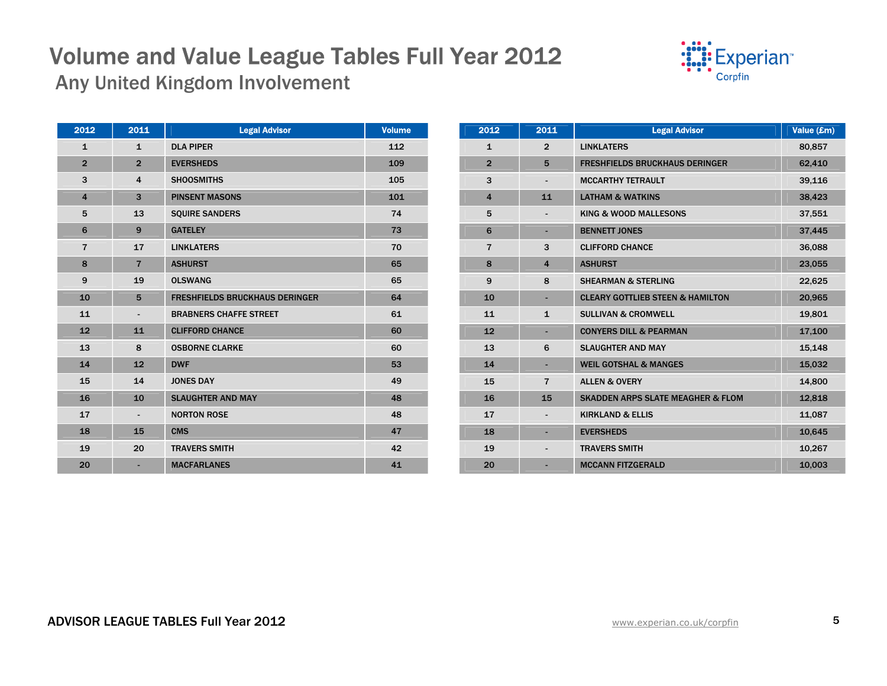# Volume and Value League Tables Full Year 2012

## Any United Kingdom Involvement

| 2012 | 2011 | Legal Advisor | Volume |
|---|---|---|---|
| 1 | 1 | DLA PIPER | 112 |
| 2 | 2 | EVERSHEDS | 109 |
| 3 | 4 | SHOOSMITHS | 105 |
| 4 | 3 | PINSENT MASONS | 101 |
| 5 | 13 | SQUIRE SANDERS | 74 |
| 6 | 9 | GATELEY | 73 |
| 7 | 17 | LINKLATERS | 70 |
| 8 | 7 | ASHURST | 65 |
| 9 | 19 | OLSWANG | 65 |
| 10 | 5 | FRESHFIELDS BRUCKHAUS DERINGER | 64 |
| 11 | - | BRABNERS CHAFFE STREET | 61 |
| 12 | 11 | CLIFFORD CHANCE | 60 |
| 13 | 8 | OSBORNE CLARKE | 60 |
| 14 | 12 | DWF | 53 |
| 15 | 14 | JONES DAY | 49 |
| 16 | 10 | SLAUGHTER AND MAY | 48 |
| 17 | - | NORTON ROSE | 48 |
| 18 | 15 | CMS | 47 |
| 19 | 20 | TRAVERS SMITH | 42 |
| 20 | - | MACFARLANES | 41 |

| 2012 | 2011 | Legal Advisor | Value (£m) |
|---|---|---|---|
| 1 | 2 | LINKLATERS | 80,857 |
| 2 | 5 | FRESHFIELDS BRUCKHAUS DERINGER | 62,410 |
| 3 | - | MCCARTHY TETRAULT | 39,116 |
| 4 | 11 | LATHAM & WATKINS | 38,423 |
| 5 | - | KING & WOOD MALLESONS | 37,551 |
| 6 | - | BENNETT JONES | 37,445 |
| 7 | 3 | CLIFFORD CHANCE | 36,088 |
| 8 | 4 | ASHURST | 23,055 |
| 9 | 8 | SHEARMAN & STERLING | 22,625 |
| 10 | - | CLEARY GOTTLIEB STEEN & HAMILTON | 20,965 |
| 11 | 1 | SULLIVAN & CROMWELL | 19,801 |
| 12 | - | CONYERS DILL & PEARMAN | 17,100 |
| 13 | 6 | SLAUGHTER AND MAY | 15,148 |
| 14 | - | WEIL GOTSHAL & MANGES | 15,032 |
| 15 | 7 | ALLEN & OVERY | 14,800 |
| 16 | 15 | SKADDEN ARPS SLATE MEAGHER & FLOM | 12,818 |
| 17 | - | KIRKLAND & ELLIS | 11,087 |
| 18 | - | EVERSHEDS | 10,645 |
| 19 | - | TRAVERS SMITH | 10,267 |
| 20 | - | MCCANN FITZGERALD | 10,003 |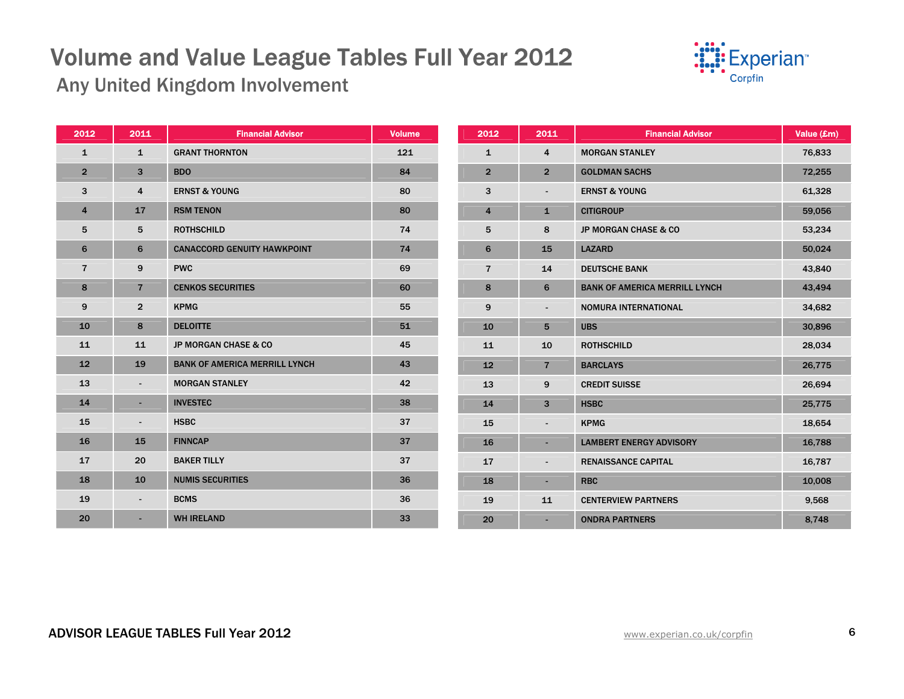# Volume and Value League Tables Full Year 2012

## Any United Kingdom Involvement

| 2012 | 2011 | Financial Advisor | Volume |
|---|---|---|---|
| 1 | 1 | GRANT THORNTON | 121 |
| 2 | 3 | BDO | 84 |
| 3 | 4 | ERNST & YOUNG | 80 |
| 4 | 17 | RSM TENON | 80 |
| 5 | 5 | ROTHSCHILD | 74 |
| 6 | 6 | CANACCORD GENUITY HAWKPOINT | 74 |
| 7 | 9 | PWC | 69 |
| 8 | 7 | CENKOS SECURITIES | 60 |
| 9 | 2 | KPMG | 55 |
| 10 | 8 | DELOITTE | 51 |
| 11 | 11 | JP MORGAN CHASE & CO | 45 |
| 12 | 19 | BANK OF AMERICA MERRILL LYNCH | 43 |
| 13 | - | MORGAN STANLEY | 42 |
| 14 | - | INVESTEC | 38 |
| 15 | - | HSBC | 37 |
| 16 | 15 | FINNCAP | 37 |
| 17 | 20 | BAKER TILLY | 37 |
| 18 | 10 | NUMIS SECURITIES | 36 |
| 19 | - | BCMS | 36 |
| 20 | - | WH IRELAND | 33 |

| 2012 | 2011 | Financial Advisor | Value (£m) |
|---|---|---|---|
| 1 | 4 | MORGAN STANLEY | 76,833 |
| 2 | 2 | GOLDMAN SACHS | 72,255 |
| 3 | - | ERNST & YOUNG | 61,328 |
| 4 | 1 | CITIGROUP | 59,056 |
| 5 | 8 | JP MORGAN CHASE & CO | 53,234 |
| 6 | 15 | LAZARD | 50,024 |
| 7 | 14 | DEUTSCHE BANK | 43,840 |
| 8 | 6 | BANK OF AMERICA MERRILL LYNCH | 43,494 |
| 9 | - | NOMURA INTERNATIONAL | 34,682 |
| 10 | 5 | UBS | 30,896 |
| 11 | 10 | ROTHSCHILD | 28,034 |
| 12 | 7 | BARCLAYS | 26,775 |
| 13 | 9 | CREDIT SUISSE | 26,694 |
| 14 | 3 | HSBC | 25,775 |
| 15 | - | KPMG | 18,654 |
| 16 | - | LAMBERT ENERGY ADVISORY | 16,788 |
| 17 | - | RENAISSANCE CAPITAL | 16,787 |
| 18 | - | RBC | 10,008 |
| 19 | 11 | CENTERVIEW PARTNERS | 9,568 |
| 20 | - | ONDRA PARTNERS | 8,748 |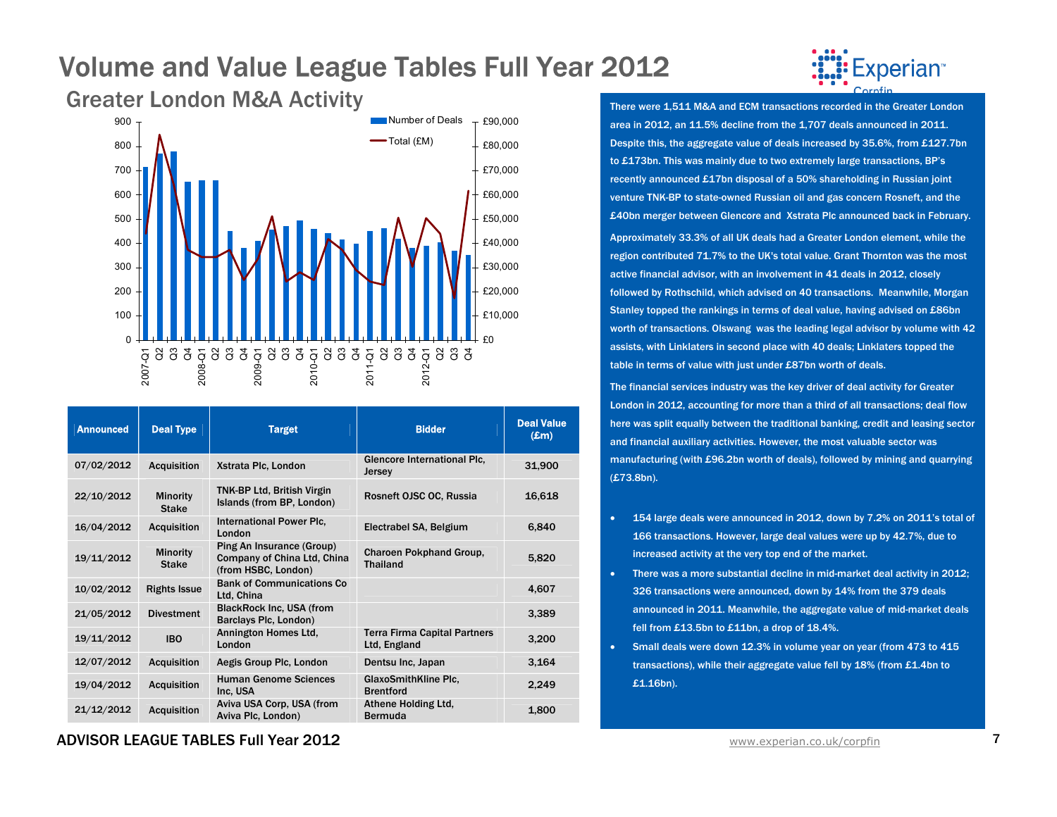# Volume and Value League Tables Full Year 2012

## Greater London M&A Activity

| Announced | Deal Type | Target | Bidder | Deal Value (£m) |
|---|---|---|---|---|
| 07/02/2012 | Acquisition | Xstrata Plc, London | Glencore International Plc, Jersey | 31,900 |
| 22/10/2012 | Minority Stake | TNK-BP Ltd, British Virgin Islands (from BP, London) | Rosneft OJSC OC, Russia | 16,618 |
| 16/04/2012 | Acquisition | International Power Plc, London | Electrabel SA, Belgium | 6,840 |
| 19/11/2012 | Minority Stake | Ping An Insurance (Group) Company of China Ltd, China (from HSBC, London) | Charoen Pokphand Group, Thailand | 5,820 |
| 10/02/2012 | Rights Issue | Bank of Communications Co Ltd, China | | 4,607 |
| 21/05/2012 | Divestment | BlackRock Inc, USA (from Barclays Plc, London) | | 3,389 |
| 19/11/2012 | IBO | Annington Homes Ltd, London | Terra Firma Capital Partners Ltd, England | 3,200 |
| 12/07/2012 | Acquisition | Aegis Group Plc, London | Dentsu Inc, Japan | 3,164 |
| 19/04/2012 | Acquisition | Human Genome Sciences Inc, USA | GlaxoSmithKline Plc, Brentford | 2,249 |
| 21/12/2012 | Acquisition | Aviva USA Corp, USA (from Aviva Plc, London) | Athene Holding Ltd, Bermuda | 1,800 |

There were 1,511 M&A and ECM transactions recorded in the Greater London area in 2012, an 11.5% decline from the 1,707 deals announced in 2011. Despite this, the aggregate value of deals increased by 35.6%, from £127.7bn to £173bn. This was mainly due to two extremely large transactions, BP's recently announced £17bn disposal of a 50% shareholding in Russian joint venture TNK-BP to state-owned Russian oil and gas concern Rosneft, and the £40bn merger between Glencore and Xstrata Plc announced back in February.

Approximately 33.3% of all UK deals had a Greater London element, while the region contributed 71.7% to the UK's total value. Grant Thornton was the most active financial advisor, with an involvement in 41 deals in 2012, closely followed by Rothschild, which advised on 40 transactions. Meanwhile, Morgan Stanley topped the rankings in terms of deal value, having advised on £86bn worth of transactions. Olswang was the leading legal advisor by volume with 42 assists, with Linklaters in second place with 40 deals; Linklaters topped the table in terms of value with just under £87bn worth of deals.

The financial services industry was the key driver of deal activity for Greater London in 2012, accounting for more than a third of all transactions; deal flow here was split equally between the traditional banking, credit and leasing sector and financial auxiliary activities. However, the most valuable sector was manufacturing (with £96.2bn worth of deals), followed by mining and quarrying (£73.8bn).

- 154 large deals were announced in 2012, down by 7.2% on 2011's total of 166 transactions. However, large deal values were up by 42.7%, due to increased activity at the very top end of the market.
- There was a more substantial decline in mid-market deal activity in 2012; 326 transactions were announced, down by 14% from the 379 deals announced in 2011. Meanwhile, the aggregate value of mid-market deals fell from £13.5bn to £11bn, a drop of 18.4%.
- Small deals were down 12.3% in volume year on year (from 473 to 415 transactions), while their aggregate value fell by 18% (from £1.4bn to £1.16bn).

ADVISOR LEAGUE TABLES Full Year 2012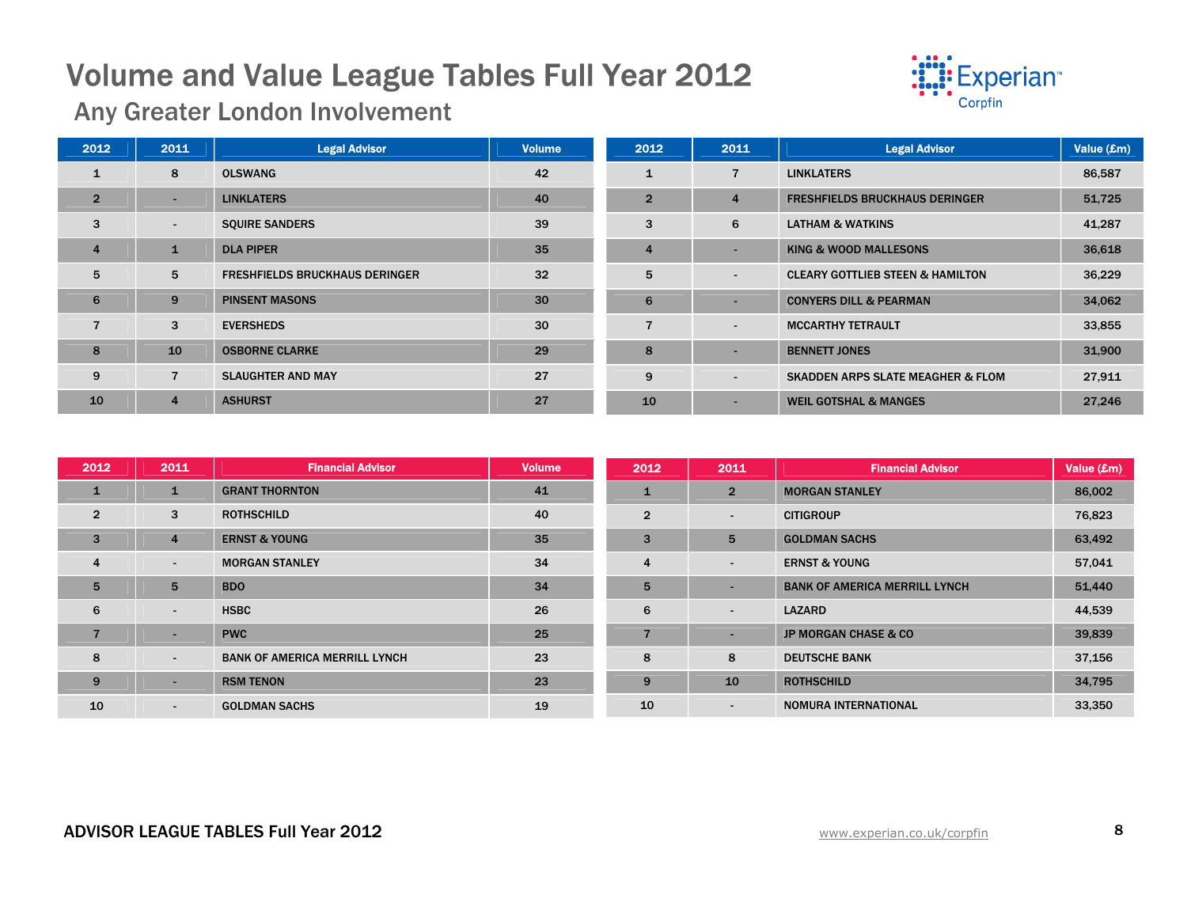# Volume and Value League Tables Full Year 2012

## Any Greater London Involvement

| 2012 | 2011 | Legal Advisor | Volume |
|---|---|---|---|
| 1 | 8 | OLSWANG | 42 |
| 2 | - | LINKLATERS | 40 |
| 3 | - | SQUIRE SANDERS | 39 |
| 4 | 1 | DLA PIPER | 35 |
| 5 | 5 | FRESHFIELDS BRUCKHAUS DERINGER | 32 |
| 6 | 9 | PINSENT MASONS | 30 |
| 7 | 3 | EVERSHEDS | 30 |
| 8 | 10 | OSBORNE CLARKE | 29 |
| 9 | 7 | SLAUGHTER AND MAY | 27 |
| 10 | 4 | ASHURST | 27 |

| 2012 | 2011 | Legal Advisor | Value (£m) |
|---|---|---|---|
| 1 | 7 | LINKLATERS | 86,587 |
| 2 | 4 | FRESHFIELDS BRUCKHAUS DERINGER | 51,725 |
| 3 | 6 | LATHAM & WATKINS | 41,287 |
| 4 | - | KING & WOOD MALLESONS | 36,618 |
| 5 | - | CLEARY GOTTLIEB STEEN & HAMILTON | 36,229 |
| 6 | - | CONYERS DILL & PEARMAN | 34,062 |
| 7 | - | MCCARTHY TETRAULT | 33,855 |
| 8 | - | BENNETT JONES | 31,900 |
| 9 | - | SKADDEN ARPS SLATE MEAGHER & FLOM | 27,911 |
| 10 | - | WEIL GOTSHAL & MANGES | 27,246 |

| 2012 | 2011 | Financial Advisor | Volume |
|---|---|---|---|
| 1 | 1 | GRANT THORNTON | 41 |
| 2 | 3 | ROTHSCHILD | 40 |
| 3 | 4 | ERNST & YOUNG | 35 |
| 4 | - | MORGAN STANLEY | 34 |
| 5 | 5 | BDO | 34 |
| 6 | - | HSBC | 26 |
| 7 | - | PWC | 25 |
| 8 | - | BANK OF AMERICA MERRILL LYNCH | 23 |
| 9 | - | RSM TENON | 23 |
| 10 | - | GOLDMAN SACHS | 19 |

| 2012 | 2011 | Financial Advisor | Value (£m) |
|---|---|---|---|
| 1 | 2 | MORGAN STANLEY | 86,002 |
| 2 | - | CITIGROUP | 76,823 |
| 3 | 5 | GOLDMAN SACHS | 63,492 |
| 4 | - | ERNST & YOUNG | 57,041 |
| 5 | - | BANK OF AMERICA MERRILL LYNCH | 51,440 |
| 6 | - | LAZARD | 44,539 |
| 7 | - | JP MORGAN CHASE & CO | 39,839 |
| 8 | 8 | DEUTSCHE BANK | 37,156 |
| 9 | 10 | ROTHSCHILD | 34,795 |
| 10 | - | NOMURA INTERNATIONAL | 33,350 |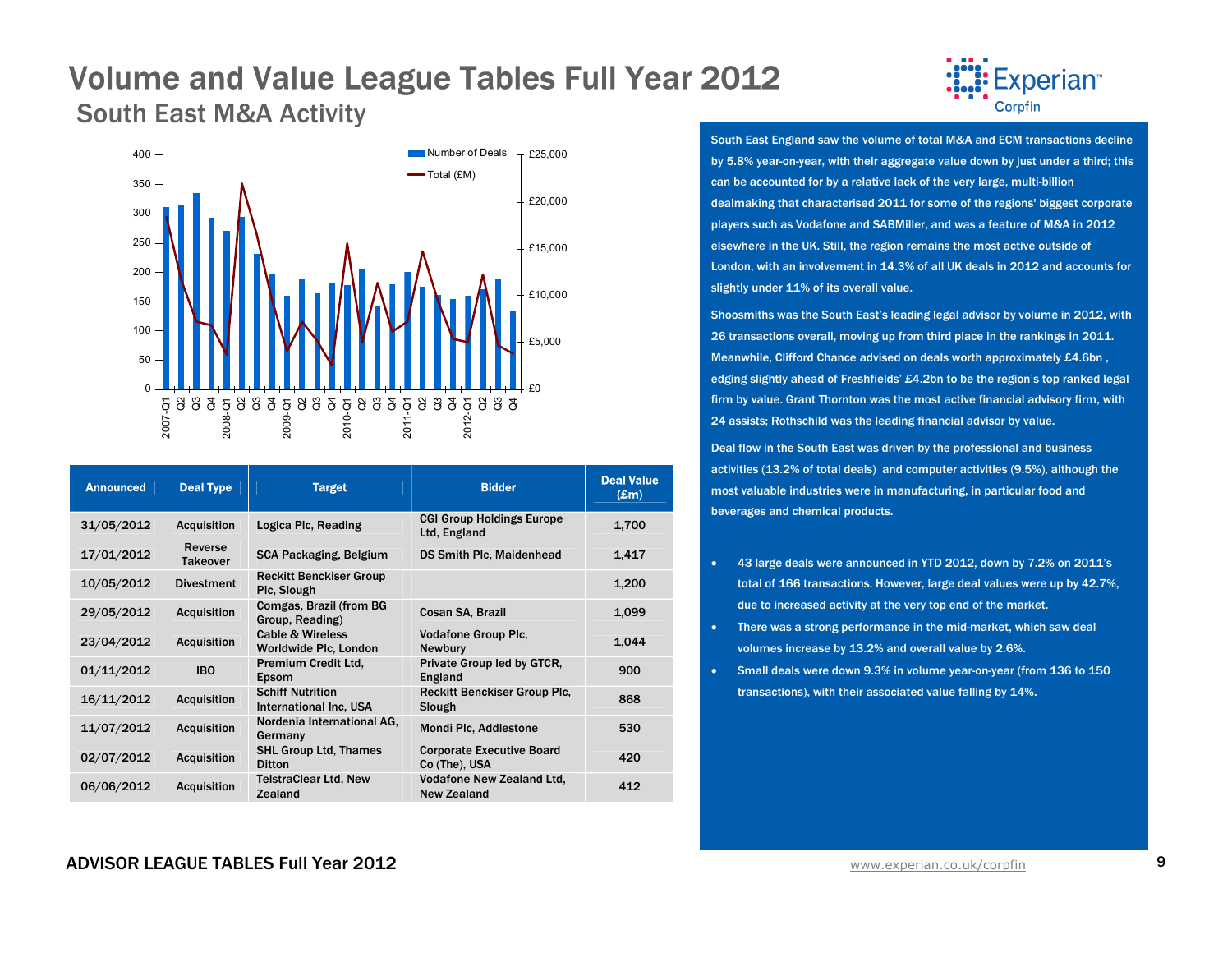# Volume and Value League Tables Full Year 2012

## South East M&A Activity

| Announced | Deal Type | Target | Bidder | Deal Value (£m) |
|---|---|---|---|---|
| 31/05/2012 | Acquisition | Logica Plc, Reading | CGI Group Holdings Europe Ltd, England | 1,700 |
| 17/01/2012 | Reverse Takeover | SCA Packaging, Belgium | DS Smith Plc, Maidenhead | 1,417 |
| 10/05/2012 | Divestment | Reckitt Benckiser Group Plc, Slough | | 1,200 |
| 29/05/2012 | Acquisition | Comgas, Brazil (from BG Group, Reading) | Cosan SA, Brazil | 1,099 |
| 23/04/2012 | Acquisition | Cable & Wireless Worldwide Plc, London | Vodafone Group Plc, Newbury | 1,044 |
| 01/11/2012 | IBO | Premium Credit Ltd, Epsom | Private Group led by GTCR, England | 900 |
| 16/11/2012 | Acquisition | Schiff Nutrition International Inc, USA | Reckitt Benckiser Group Plc, Slough | 868 |
| 11/07/2012 | Acquisition | Nordenia International AG, Germany | Mondi Plc, Addlestone | 530 |
| 02/07/2012 | Acquisition | SHL Group Ltd, Thames Ditton | Corporate Executive Board Co (The), USA | 420 |
| 06/06/2012 | Acquisition | TelstraClear Ltd, New Zealand | Vodafone New Zealand Ltd, New Zealand | 412 |

South East England saw the volume of total M&A and ECM transactions decline by 5.8% year-on-year, with their aggregate value down by just under a third; this can be accounted for by a relative lack of the very large, multi-billion dealmaking that characterised 2011 for some of the regions' biggest corporate players such as Vodafone and SABMiller, and was a feature of M&A in 2012 elsewhere in the UK. Still, the region remains the most active outside of London, with an involvement in 14.3% of all UK deals in 2012 and accounts for slightly under 11% of its overall value.

Shoosmiths was the South East's leading legal advisor by volume in 2012, with 26 transactions overall, moving up from third place in the rankings in 2011. Meanwhile, Clifford Chance advised on deals worth approximately £4.6bn , edging slightly ahead of Freshfields' £4.2bn to be the region's top ranked legal firm by value. Grant Thornton was the most active financial advisory firm, with 24 assists; Rothschild was the leading financial advisor by value.

Deal flow in the South East was driven by the professional and business activities (13.2% of total deals) and computer activities (9.5%), although the most valuable industries were in manufacturing, in particular food and beverages and chemical products.

- 43 large deals were announced in YTD 2012, down by 7.2% on 2011's total of 166 transactions. However, large deal values were up by 42.7%, due to increased activity at the very top end of the market.
- There was a strong performance in the mid-market, which saw deal volumes increase by 13.2% and overall value by 2.6%.
- Small deals were down 9.3% in volume year-on-year (from 136 to 150 transactions), with their associated value falling by 14%.

ADVISOR LEAGUE TABLES Full Year 2012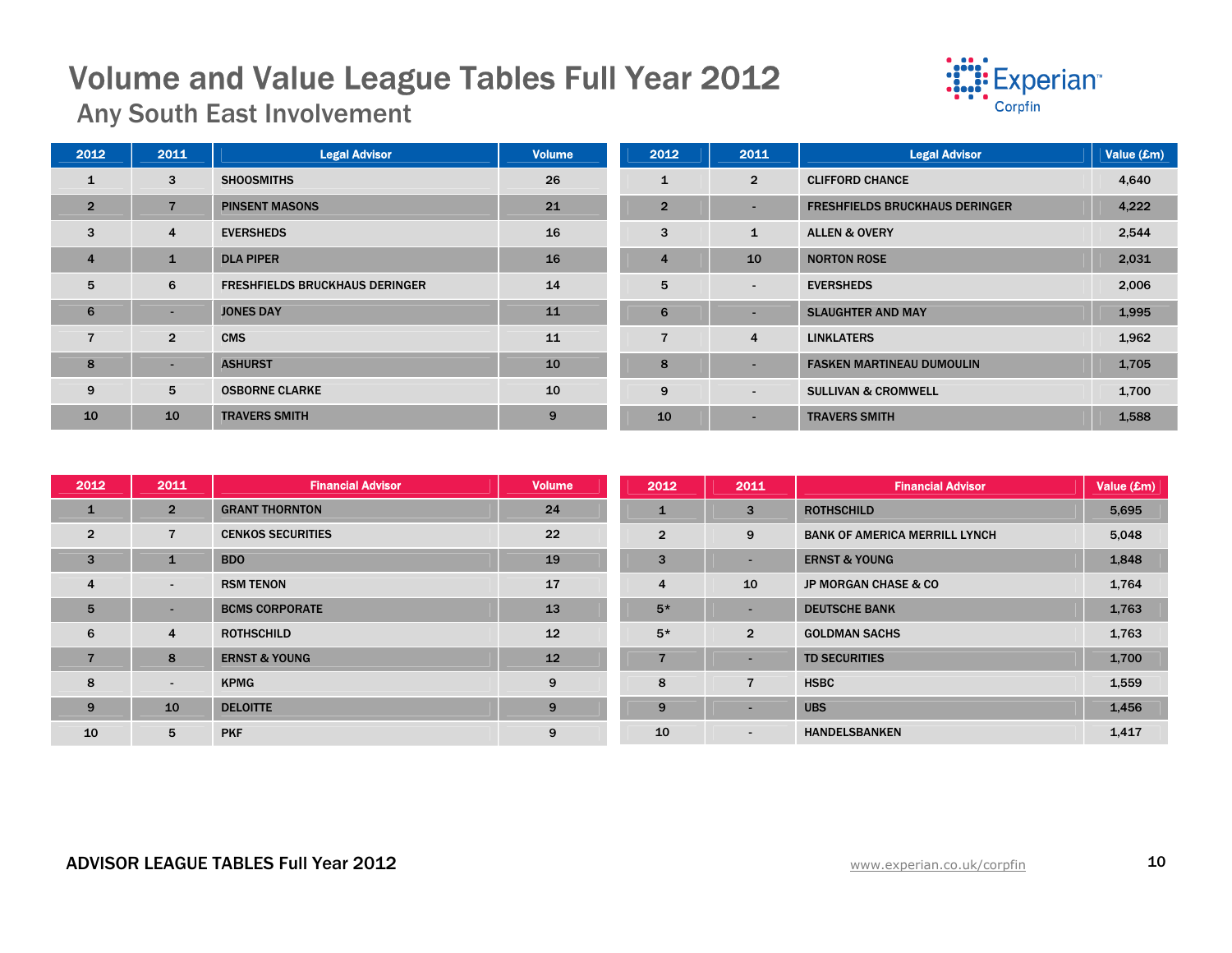# Volume and Value League Tables Full Year 2012

## Any South East Involvement

| 2012 | 2011 | Legal Advisor | Volume |
|---|---|---|---|
| 1 | 3 | SHOOSMITHS | 26 |
| 2 | 7 | PINSENT MASONS | 21 |
| 3 | 4 | EVERSHEDS | 16 |
| 4 | 1 | DLA PIPER | 16 |
| 5 | 6 | FRESHFIELDS BRUCKHAUS DERINGER | 14 |
| 6 | - | JONES DAY | 11 |
| 7 | 2 | CMS | 11 |
| 8 | - | ASHURST | 10 |
| 9 | 5 | OSBORNE CLARKE | 10 |
| 10 | 10 | TRAVERS SMITH | 9 |

| 2012 | 2011 | Legal Advisor | Value (£m) |
|---|---|---|---|
| 1 | 2 | CLIFFORD CHANCE | 4,640 |
| 2 | - | FRESHFIELDS BRUCKHAUS DERINGER | 4,222 |
| 3 | 1 | ALLEN & OVERY | 2,544 |
| 4 | 10 | NORTON ROSE | 2,031 |
| 5 | - | EVERSHEDS | 2,006 |
| 6 | - | SLAUGHTER AND MAY | 1,995 |
| 7 | 4 | LINKLATERS | 1,962 |
| 8 | - | FASKEN MARTINEAU DUMOULIN | 1,705 |
| 9 | - | SULLIVAN & CROMWELL | 1,700 |
| 10 | - | TRAVERS SMITH | 1,588 |

| 2012 | 2011 | Financial Advisor | Volume |
|---|---|---|---|
| 1 | 2 | GRANT THORNTON | 24 |
| 2 | 7 | CENKOS SECURITIES | 22 |
| 3 | 1 | BDO | 19 |
| 4 | - | RSM TENON | 17 |
| 5 | - | BCMS CORPORATE | 13 |
| 6 | 4 | ROTHSCHILD | 12 |
| 7 | 8 | ERNST & YOUNG | 12 |
| 8 | - | KPMG | 9 |
| 9 | 10 | DELOITTE | 9 |
| 10 | 5 | PKF | 9 |

| 2012 | 2011 | Financial Advisor | Value (£m) |
|---|---|---|---|
| 1 | 3 | ROTHSCHILD | 5,695 |
| 2 | 9 | BANK OF AMERICA MERRILL LYNCH | 5,048 |
| 3 | - | ERNST & YOUNG | 1,848 |
| 4 | 10 | JP MORGAN CHASE & CO | 1,764 |
| 5* | - | DEUTSCHE BANK | 1,763 |
| 5* | 2 | GOLDMAN SACHS | 1,763 |
| 7 | - | TD SECURITIES | 1,700 |
| 8 | 7 | HSBC | 1,559 |
| 9 | - | UBS | 1,456 |
| 10 | - | HANDELSBANKEN | 1,417 |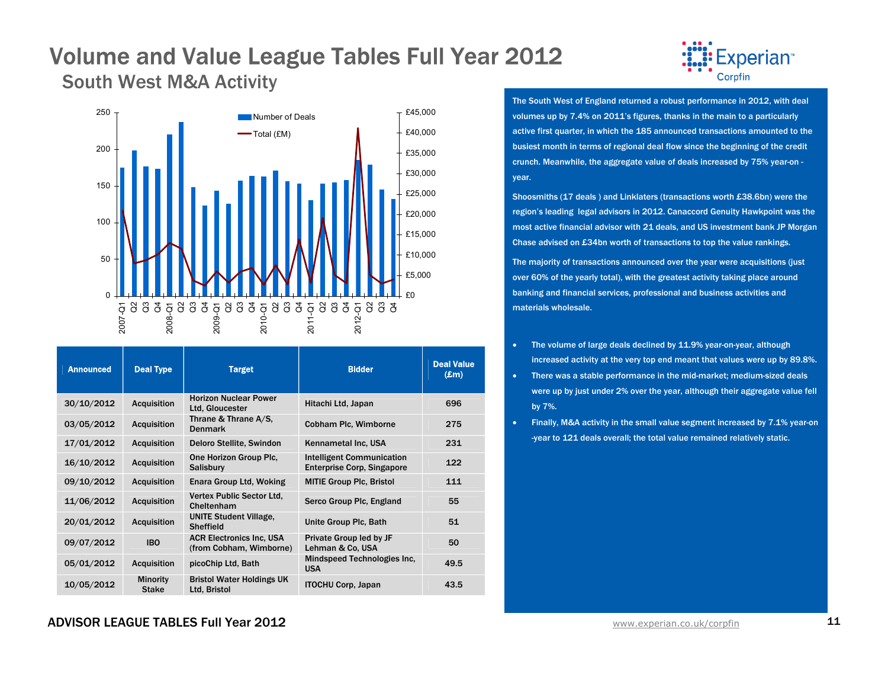# Volume and Value League Tables Full Year 2012

## South West M&A Activity

| Announced | Deal Type | Target | Bidder | Deal Value (£m) |
|---|---|---|---|---|
| 30/10/2012 | Acquisition | Horizon Nuclear Power Ltd, Gloucester | Hitachi Ltd, Japan | 696 |
| 03/05/2012 | Acquisition | Thrane & Thrane A/S, Denmark | Cobham Plc, Wimborne | 275 |
| 17/01/2012 | Acquisition | Deloro Stellite, Swindon | Kennametal Inc, USA | 231 |
| 16/10/2012 | Acquisition | One Horizon Group Plc, Salisbury | Intelligent Communication Enterprise Corp, Singapore | 122 |
| 09/10/2012 | Acquisition | Enara Group Ltd, Woking | MITIE Group Plc, Bristol | 111 |
| 11/06/2012 | Acquisition | Vertex Public Sector Ltd, Cheltenham | Serco Group Plc, England | 55 |
| 20/01/2012 | Acquisition | UNITE Student Village, Sheffield | Unite Group Plc, Bath | 51 |
| 09/07/2012 | IBO | ACR Electronics Inc, USA (from Cobham, Wimborne) | Private Group led by JF Lehman & Co, USA | 50 |
| 05/01/2012 | Acquisition | picoChip Ltd, Bath | Mindspeed Technologies Inc, USA | 49.5 |
| 10/05/2012 | Minority Stake | Bristol Water Holdings UK Ltd, Bristol | ITOCHU Corp, Japan | 43.5 |

The South West of England returned a robust performance in 2012, with deal volumes up by 7.4% on 2011's figures, thanks in the main to a particularly active first quarter, in which the 185 announced transactions amounted to the busiest month in terms of regional deal flow since the beginning of the credit crunch. Meanwhile, the aggregate value of deals increased by 75% year-on - year.

Shoosmiths (17 deals ) and Linklaters (transactions worth £38.6bn) were the region's leading legal advisors in 2012. Canaccord Genuity Hawkpoint was the most active financial advisor with 21 deals, and US investment bank JP Morgan Chase advised on £34bn worth of transactions to top the value rankings.

The majority of transactions announced over the year were acquisitions (just over 60% of the yearly total), with the greatest activity taking place around banking and financial services, professional and business activities and materials wholesale.

- The volume of large deals declined by 11.9% year-on-year, although increased activity at the very top end meant that values were up by 89.8%.
- There was a stable performance in the mid-market; medium-sized deals were up by just under 2% over the year, although their aggregate value fell by 7%.
- Finally, M&A activity in the small value segment increased by 7.1% year-on -year to 121 deals overall; the total value remained relatively static.

ADVISOR LEAGUE TABLES Full Year 2012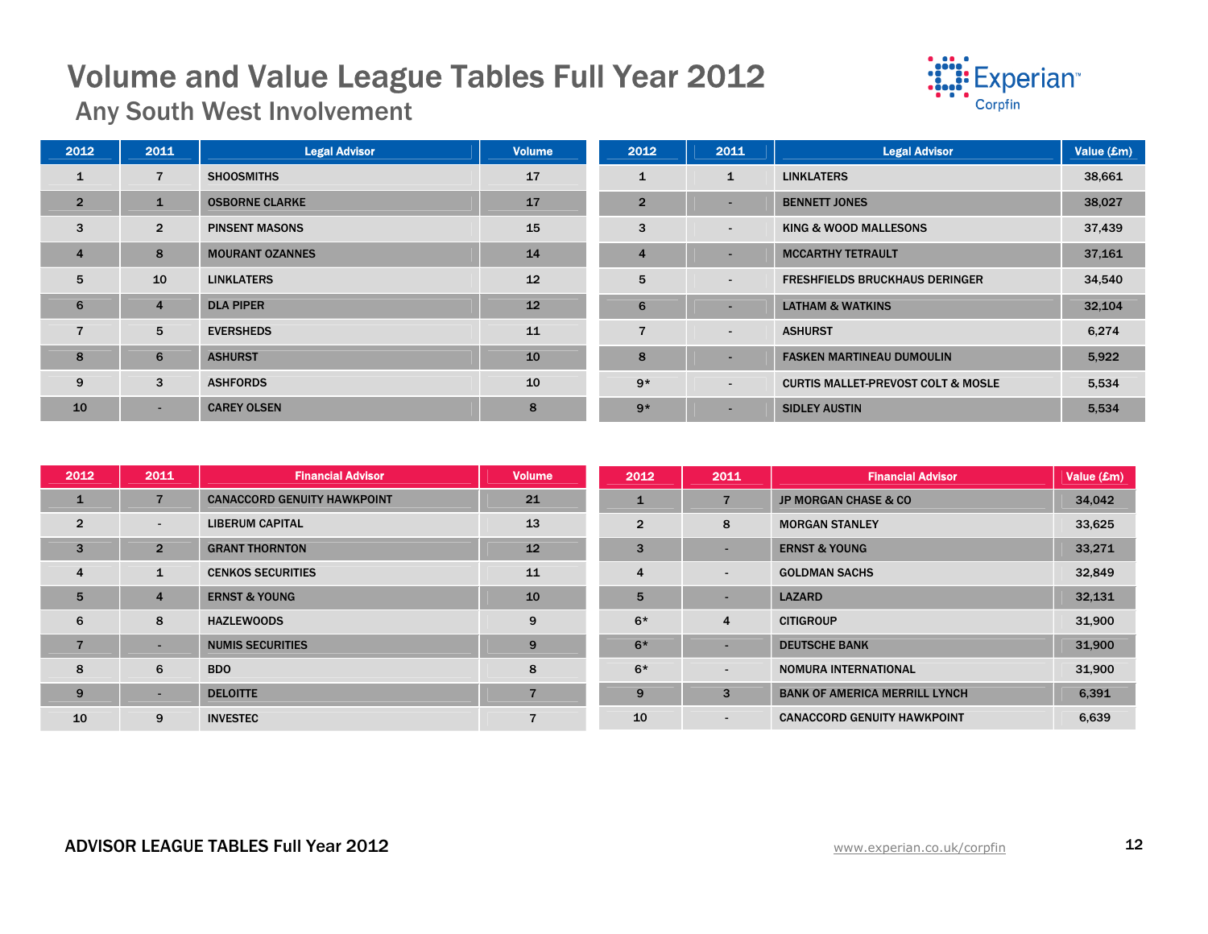# Volume and Value League Tables Full Year 2012

## Any South West Involvement

| 2012 | 2011 | Legal Advisor | Volume |
|---|---|---|---|
| 1 | 7 | SHOOSMITHS | 17 |
| 2 | 1 | OSBORNE CLARKE | 17 |
| 3 | 2 | PINSENT MASONS | 15 |
| 4 | 8 | MOURANT OZANNES | 14 |
| 5 | 10 | LINKLATERS | 12 |
| 6 | 4 | DLA PIPER | 12 |
| 7 | 5 | EVERSHEDS | 11 |
| 8 | 6 | ASHURST | 10 |
| 9 | 3 | ASHFORDS | 10 |
| 10 | - | CAREY OLSEN | 8 |

| 2012 | 2011 | Legal Advisor | Value (£m) |
|---|---|---|---|
| 1 | 1 | LINKLATERS | 38,661 |
| 2 | - | BENNETT JONES | 38,027 |
| 3 | - | KING & WOOD MALLESONS | 37,439 |
| 4 | - | MCCARTHY TETRAULT | 37,161 |
| 5 | - | FRESHFIELDS BRUCKHAUS DERINGER | 34,540 |
| 6 | - | LATHAM & WATKINS | 32,104 |
| 7 | - | ASHURST | 6,274 |
| 8 | - | FASKEN MARTINEAU DUMOULIN | 5,922 |
| 9* | - | CURTIS MALLET-PREVOST COLT & MOSLE | 5,534 |
| 9* | - | SIDLEY AUSTIN | 5,534 |

| 2012 | 2011 | Financial Advisor | Volume |
|---|---|---|---|
| 1 | 7 | CANACCORD GENUITY HAWKPOINT | 21 |
| 2 | - | LIBERUM CAPITAL | 13 |
| 3 | 2 | GRANT THORNTON | 12 |
| 4 | 1 | CENKOS SECURITIES | 11 |
| 5 | 4 | ERNST & YOUNG | 10 |
| 6 | 8 | HAZLEWOODS | 9 |
| 7 | - | NUMIS SECURITIES | 9 |
| 8 | 6 | BDO | 8 |
| 9 | - | DELOITTE | 7 |
| 10 | 9 | INVESTEC | 7 |

| 2012 | 2011 | Financial Advisor | Value (£m) |
|---|---|---|---|
| 1 | 7 | JP MORGAN CHASE & CO | 34,042 |
| 2 | 8 | MORGAN STANLEY | 33,625 |
| 3 | - | ERNST & YOUNG | 33,271 |
| 4 | - | GOLDMAN SACHS | 32,849 |
| 5 | - | LAZARD | 32,131 |
| 6* | 4 | CITIGROUP | 31,900 |
| 6* | - | DEUTSCHE BANK | 31,900 |
| 6* | - | NOMURA INTERNATIONAL | 31,900 |
| 9 | 3 | BANK OF AMERICA MERRILL LYNCH | 6,391 |
| 10 | - | CANACCORD GENUITY HAWKPOINT | 6,639 |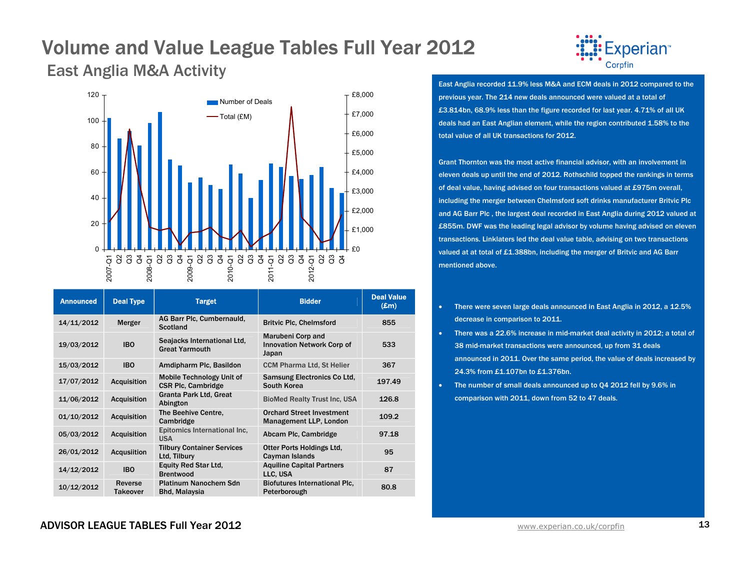# Volume and Value League Tables Full Year 2012

## East Anglia M&A Activity

| Announced | Deal Type | Target | Bidder | Deal Value (£m) |
|---|---|---|---|---|
| 14/11/2012 | Merger | AG Barr Plc, Cumbernauld, Scotland | Britvic Plc, Chelmsford | 855 |
| 19/03/2012 | IBO | Seajacks International Ltd, Great Yarmouth | Marubeni Corp and Innovation Network Corp of Japan | 533 |
| 15/03/2012 | IBO | Amdipharm Plc, Basildon | CCM Pharma Ltd, St Helier | 367 |
| 17/07/2012 | Acquisition | Mobile Technology Unit of CSR Plc, Cambridge | Samsung Electronics Co Ltd, South Korea | 197.49 |
| 11/06/2012 | Acquisition | Granta Park Ltd, Great Abington | BioMed Realty Trust Inc, USA | 126.8 |
| 01/10/2012 | Acquisition | The Beehive Centre, Cambridge | Orchard Street Investment Management LLP, London | 109.2 |
| 05/03/2012 | Acquisition | Epitomics International Inc, USA | Abcam Plc, Cambridge | 97.18 |
| 26/01/2012 | Acquisition | Tilbury Container Services Ltd, Tilbury | Otter Ports Holdings Ltd, Cayman Islands | 95 |
| 14/12/2012 | IBO | Equity Red Star Ltd, Brentwood | Aquiline Capital Partners LLC, USA | 87 |
| 10/12/2012 | Reverse Takeover | Platinum Nanochem Sdn Bhd, Malaysia | Biofutures International Plc, Peterborough | 80.8 |

East Anglia recorded 11.9% less M&A and ECM deals in 2012 compared to the previous year. The 214 new deals announced were valued at a total of £3.814bn, 68.9% less than the figure recorded for last year. 4.71% of all UK deals had an East Anglian element, while the region contributed 1.58% to the total value of all UK transactions for 2012.

Grant Thornton was the most active financial advisor, with an involvement in eleven deals up until the end of 2012. Rothschild topped the rankings in terms of deal value, having advised on four transactions valued at £975m overall, including the merger between Chelmsford soft drinks manufacturer Britvic Plc and AG Barr Plc , the largest deal recorded in East Anglia during 2012 valued at £855m. DWF was the leading legal advisor by volume having advised on eleven transactions. Linklaters led the deal value table, advising on two transactions valued at total of £1.388bn, including the merger of Britvic and AG Barr mentioned above.

- There were seven large deals announced in East Anglia in 2012, a 12.5% decrease in comparison to 2011.
- There was a 22.6% increase in mid-market deal activity in 2012; a total of 38 mid-market transactions were announced, up from 31 deals announced in 2011. Over the same period, the value of deals increased by 24.3% from £1.107bn to £1.376bn.
- The number of small deals announced up to Q4 2012 fell by 9.6% in comparison with 2011, down from 52 to 47 deals.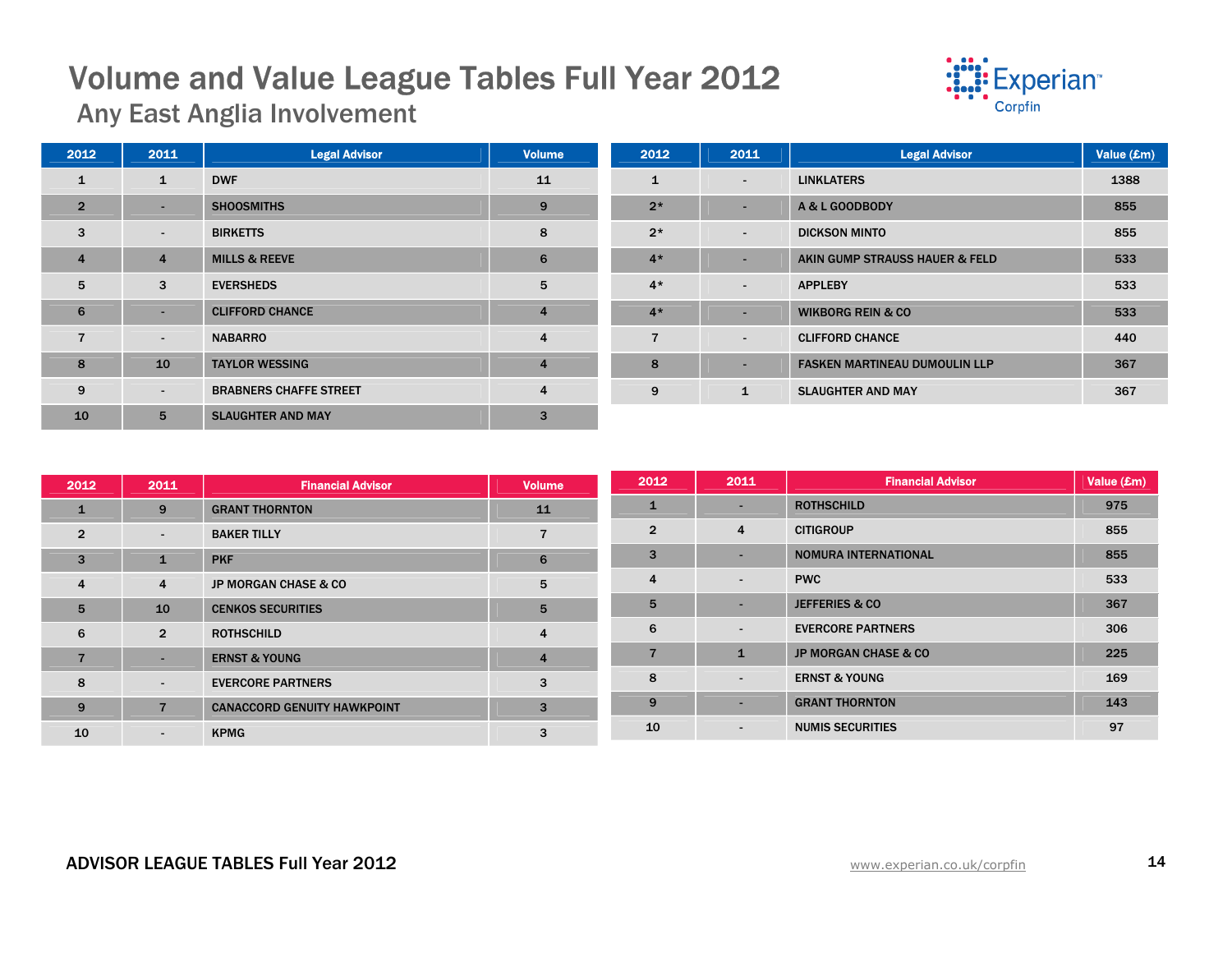# Volume and Value League Tables Full Year 2012

## Any East Anglia Involvement

| 2012 | 2011 | Legal Advisor | Volume |
|---|---|---|---|
| 1 | 1 | DWF | 11 |
| 2 | - | SHOOSMITHS | 9 |
| 3 | - | BIRKETTS | 8 |
| 4 | 4 | MILLS & REEVE | 6 |
| 5 | 3 | EVERSHEDS | 5 |
| 6 | - | CLIFFORD CHANCE | 4 |
| 7 | - | NABARRO | 4 |
| 8 | 10 | TAYLOR WESSING | 4 |
| 9 | - | BRABNERS CHAFFE STREET | 4 |
| 10 | 5 | SLAUGHTER AND MAY | 3 |

| 2012 | 2011 | Legal Advisor | Value (£m) |
|---|---|---|---|
| 1 | - | LINKLATERS | 1388 |
| 2* | - | A & L GOODBODY | 855 |
| 2* | - | DICKSON MINTO | 855 |
| 4* | - | AKIN GUMP STRAUSS HAUER & FELD | 533 |
| 4* | - | APPLEBY | 533 |
| 4* | - | WIKBORG REIN & CO | 533 |
| 7 | - | CLIFFORD CHANCE | 440 |
| 8 | - | FASKEN MARTINEAU DUMOULIN LLP | 367 |
| 9 | 1 | SLAUGHTER AND MAY | 367 |

| 2012 | 2011 | Financial Advisor | Volume |
|---|---|---|---|
| 1 | 9 | GRANT THORNTON | 11 |
| 2 | - | BAKER TILLY | 7 |
| 3 | 1 | PKF | 6 |
| 4 | 4 | JP MORGAN CHASE & CO | 5 |
| 5 | 10 | CENKOS SECURITIES | 5 |
| 6 | 2 | ROTHSCHILD | 4 |
| 7 | - | ERNST & YOUNG | 4 |
| 8 | - | EVERCORE PARTNERS | 3 |
| 9 | 7 | CANACCORD GENUITY HAWKPOINT | 3 |
| 10 | - | KPMG | 3 |

| 2012 | 2011 | Financial Advisor | Value (£m) |
|---|---|---|---|
| 1 | - | ROTHSCHILD | 975 |
| 2 | 4 | CITIGROUP | 855 |
| 3 | - | NOMURA INTERNATIONAL | 855 |
| 4 | - | PWC | 533 |
| 5 | - | JEFFERIES & CO | 367 |
| 6 | - | EVERCORE PARTNERS | 306 |
| 7 | 1 | JP MORGAN CHASE & CO | 225 |
| 8 | - | ERNST & YOUNG | 169 |
| 9 | - | GRANT THORNTON | 143 |
| 10 | - | NUMIS SECURITIES | 97 |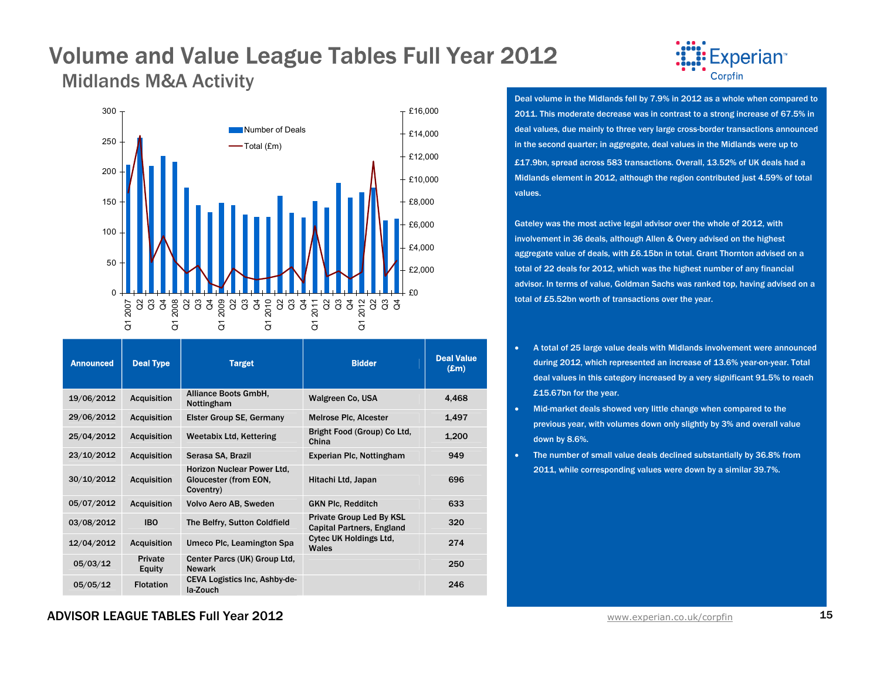# Volume and Value League Tables Full Year 2012

## Midlands M&A Activity

| Announced | Deal Type | Target | Bidder | Deal Value (£m) |
|---|---|---|---|---|
| 19/06/2012 | Acquisition | Alliance Boots GmbH, Nottingham | Walgreen Co, USA | 4,468 |
| 29/06/2012 | Acquisition | Elster Group SE, Germany | Melrose Plc, Alcester | 1,497 |
| 25/04/2012 | Acquisition | Weetabix Ltd, Kettering | Bright Food (Group) Co Ltd, China | 1,200 |
| 23/10/2012 | Acquisition | Serasa SA, Brazil | Experian Plc, Nottingham | 949 |
| 30/10/2012 | Acquisition | Horizon Nuclear Power Ltd, Gloucester (from EON, Coventry) | Hitachi Ltd, Japan | 696 |
| 05/07/2012 | Acquisition | Volvo Aero AB, Sweden | GKN Plc, Redditch | 633 |
| 03/08/2012 | IBO | The Belfry, Sutton Coldfield | Private Group Led By KSL Capital Partners, England | 320 |
| 12/04/2012 | Acquisition | Umeco Plc, Leamington Spa | Cytec UK Holdings Ltd, Wales | 274 |
| 05/03/12 | Private Equity | Center Parcs (UK) Group Ltd, Newark | | 250 |
| 05/05/12 | Flotation | CEVA Logistics Inc, Ashby-de-la-Zouch | | 246 |

Deal volume in the Midlands fell by 7.9% in 2012 as a whole when compared to 2011. This moderate decrease was in contrast to a strong increase of 67.5% in deal values, due mainly to three very large cross-border transactions announced in the second quarter; in aggregate, deal values in the Midlands were up to £17.9bn, spread across 583 transactions. Overall, 13.52% of UK deals had a Midlands element in 2012, although the region contributed just 4.59% of total values.

Gateley was the most active legal advisor over the whole of 2012, with involvement in 36 deals, although Allen & Overy advised on the highest aggregate value of deals, with £6.15bn in total. Grant Thornton advised on a total of 22 deals for 2012, which was the highest number of any financial advisor. In terms of value, Goldman Sachs was ranked top, having advised on a total of £5.52bn worth of transactions over the year.

- A total of 25 large value deals with Midlands involvement were announced during 2012, which represented an increase of 13.6% year-on-year. Total deal values in this category increased by a very significant 91.5% to reach £15.67bn for the year.
- Mid-market deals showed very little change when compared to the previous year, with volumes down only slightly by 3% and overall value down by 8.6%.
- The number of small value deals declined substantially by 36.8% from 2011, while corresponding values were down by a similar 39.7%.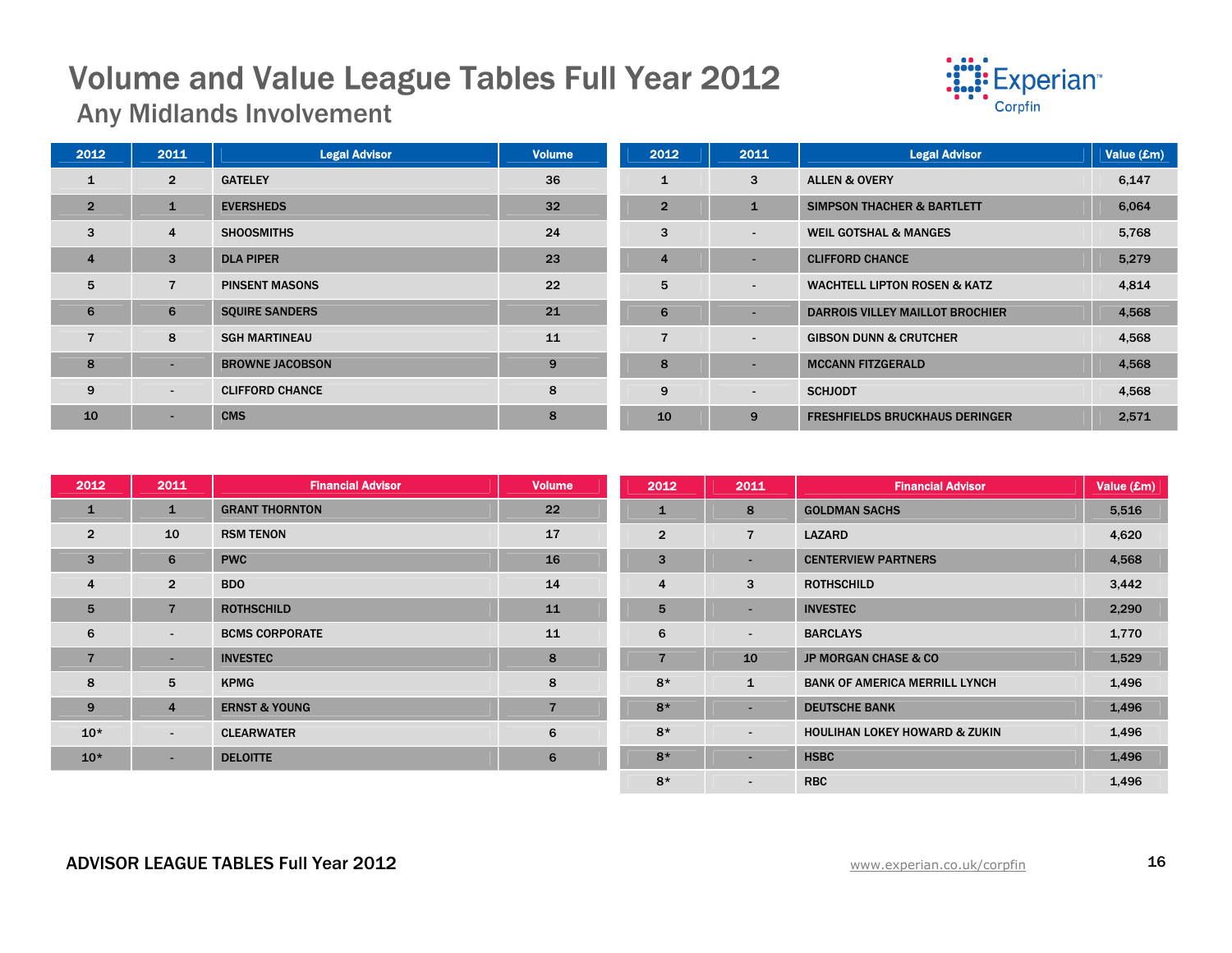# Volume and Value League Tables Full Year 2012

## Any Midlands Involvement

| 2012 | 2011 | Legal Advisor | Volume |
|---|---|---|---|
| 1 | 2 | GATELEY | 36 |
| 2 | 1 | EVERSHEDS | 32 |
| 3 | 4 | SHOOSMITHS | 24 |
| 4 | 3 | DLA PIPER | 23 |
| 5 | 7 | PINSENT MASONS | 22 |
| 6 | 6 | SQUIRE SANDERS | 21 |
| 7 | 8 | SGH MARTINEAU | 11 |
| 8 | - | BROWNE JACOBSON | 9 |
| 9 | - | CLIFFORD CHANCE | 8 |
| 10 | - | CMS | 8 |

| 2012 | 2011 | Legal Advisor | Value (£m) |
|---|---|---|---|
| 1 | 3 | ALLEN & OVERY | 6,147 |
| 2 | 1 | SIMPSON THACHER & BARTLETT | 6,064 |
| 3 | - | WEIL GOTSHAL & MANGES | 5,768 |
| 4 | - | CLIFFORD CHANCE | 5,279 |
| 5 | - | WACHTELL LIPTON ROSEN & KATZ | 4,814 |
| 6 | - | DARROIS VILLEY MAILLOT BROCHIER | 4,568 |
| 7 | - | GIBSON DUNN & CRUTCHER | 4,568 |
| 8 | - | MCCANN FITZGERALD | 4,568 |
| 9 | - | SCHJODT | 4,568 |
| 10 | 9 | FRESHFIELDS BRUCKHAUS DERINGER | 2,571 |

| 2012 | 2011 | Financial Advisor | Volume |
|---|---|---|---|
| 1 | 1 | GRANT THORNTON | 22 |
| 2 | 10 | RSM TENON | 17 |
| 3 | 6 | PWC | 16 |
| 4 | 2 | BDO | 14 |
| 5 | 7 | ROTHSCHILD | 11 |
| 6 | - | BCMS CORPORATE | 11 |
| 7 | - | INVESTEC | 8 |
| 8 | 5 | KPMG | 8 |
| 9 | 4 | ERNST & YOUNG | 7 |
| 10* | - | CLEARWATER | 6 |
| 10* | - | DELOITTE | 6 |

| 2012 | 2011 | Financial Advisor | Value (£m) |
|---|---|---|---|
| 1 | 8 | GOLDMAN SACHS | 5,516 |
| 2 | 7 | LAZARD | 4,620 |
| 3 | - | CENTERVIEW PARTNERS | 4,568 |
| 4 | 3 | ROTHSCHILD | 3,442 |
| 5 | - | INVESTEC | 2,290 |
| 6 | - | BARCLAYS | 1,770 |
| 7 | 10 | JP MORGAN CHASE & CO | 1,529 |
| 8* | 1 | BANK OF AMERICA MERRILL LYNCH | 1,496 |
| 8* | - | DEUTSCHE BANK | 1,496 |
| 8* | - | HOULIHAN LOKEY HOWARD & ZUKIN | 1,496 |
| 8* | - | HSBC | 1,496 |
| 8* | - | RBC | 1,496 |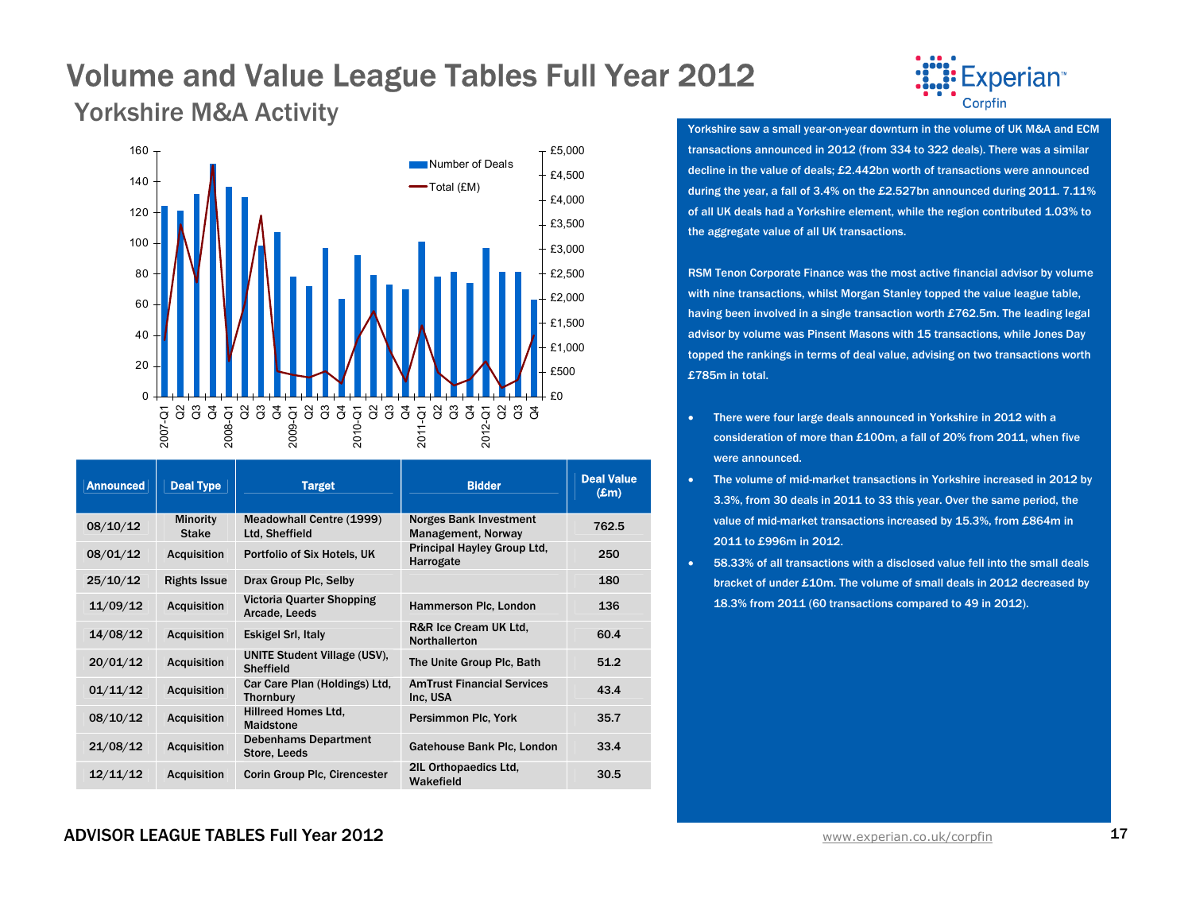# Volume and Value League Tables Full Year 2012

## Yorkshire M&A Activity

| Announced | Deal Type | Target | Bidder | Deal Value (£m) |
|---|---|---|---|---|
| 08/10/12 | Minority Stake | Meadowhall Centre (1999) Ltd, Sheffield | Norges Bank Investment Management, Norway | 762.5 |
| 08/01/12 | Acquisition | Portfolio of Six Hotels, UK | Principal Hayley Group Ltd, Harrogate | 250 |
| 25/10/12 | Rights Issue | Drax Group Plc, Selby | | 180 |
| 11/09/12 | Acquisition | Victoria Quarter Shopping Arcade, Leeds | Hammerson Plc, London | 136 |
| 14/08/12 | Acquisition | Eskigel Srl, Italy | R&R Ice Cream UK Ltd, Northallerton | 60.4 |
| 20/01/12 | Acquisition | UNITE Student Village (USV), Sheffield | The Unite Group Plc, Bath | 51.2 |
| 01/11/12 | Acquisition | Car Care Plan (Holdings) Ltd, Thornbury | AmTrust Financial Services Inc, USA | 43.4 |
| 08/10/12 | Acquisition | Hillreed Homes Ltd, Maidstone | Persimmon Plc, York | 35.7 |
| 21/08/12 | Acquisition | Debenhams Department Store, Leeds | Gatehouse Bank Plc, London | 33.4 |
| 12/11/12 | Acquisition | Corin Group Plc, Cirencester | 2IL Orthopaedics Ltd, Wakefield | 30.5 |

Yorkshire saw a small year-on-year downturn in the volume of UK M&A and ECM transactions announced in 2012 (from 334 to 322 deals). There was a similar decline in the value of deals; £2.442bn worth of transactions were announced during the year, a fall of 3.4% on the £2.527bn announced during 2011. 7.11% of all UK deals had a Yorkshire element, while the region contributed 1.03% to the aggregate value of all UK transactions.

RSM Tenon Corporate Finance was the most active financial advisor by volume with nine transactions, whilst Morgan Stanley topped the value league table, having been involved in a single transaction worth £762.5m. The leading legal advisor by volume was Pinsent Masons with 15 transactions, while Jones Day topped the rankings in terms of deal value, advising on two transactions worth £785m in total.

- There were four large deals announced in Yorkshire in 2012 with a consideration of more than £100m, a fall of 20% from 2011, when five were announced.
- The volume of mid-market transactions in Yorkshire increased in 2012 by 3.3%, from 30 deals in 2011 to 33 this year. Over the same period, the value of mid-market transactions increased by 15.3%, from £864m in 2011 to £996m in 2012.
- 58.33% of all transactions with a disclosed value fell into the small deals bracket of under £10m. The volume of small deals in 2012 decreased by 18.3% from 2011 (60 transactions compared to 49 in 2012).

ADVISOR LEAGUE TABLES Full Year 2012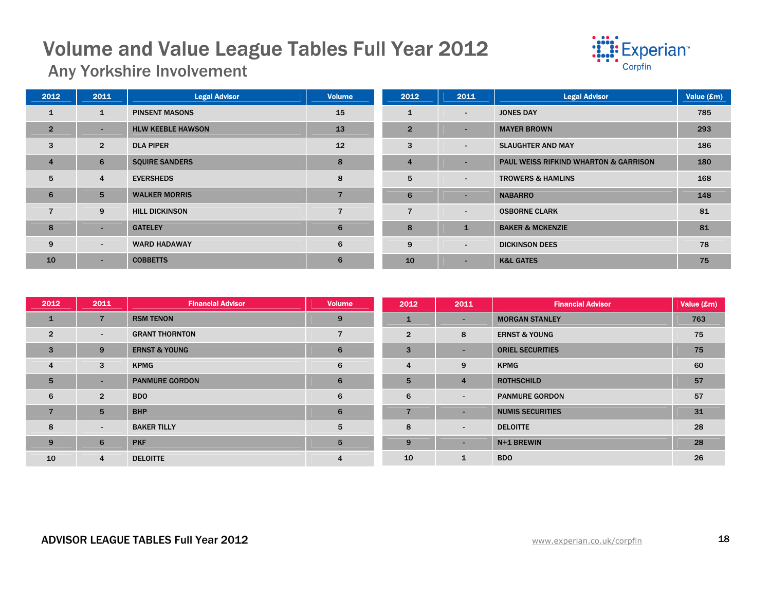# Volume and Value League Tables Full Year 2012

## Any Yorkshire Involvement

| 2012 | 2011 | Legal Advisor | Volume |
|---|---|---|---|
| 1 | 1 | PINSENT MASONS | 15 |
| 2 | - | HLW KEEBLE HAWSON | 13 |
| 3 | 2 | DLA PIPER | 12 |
| 4 | 6 | SQUIRE SANDERS | 8 |
| 5 | 4 | EVERSHEDS | 8 |
| 6 | 5 | WALKER MORRIS | 7 |
| 7 | 9 | HILL DICKINSON | 7 |
| 8 | - | GATELEY | 6 |
| 9 | - | WARD HADAWAY | 6 |
| 10 | - | COBBETTS | 6 |

| 2012 | 2011 | Legal Advisor | Value (£m) |
|---|---|---|---|
| 1 | - | JONES DAY | 785 |
| 2 | - | MAYER BROWN | 293 |
| 3 | - | SLAUGHTER AND MAY | 186 |
| 4 | - | PAUL WEISS RIFKIND WHARTON & GARRISON | 180 |
| 5 | - | TROWERS & HAMLINS | 168 |
| 6 | - | NABARRO | 148 |
| 7 | - | OSBORNE CLARK | 81 |
| 8 | 1 | BAKER & MCKENZIE | 81 |
| 9 | - | DICKINSON DEES | 78 |
| 10 | - | K&L GATES | 75 |

| 2012 | 2011 | Financial Advisor | Volume |
|---|---|---|---|
| 1 | 7 | RSM TENON | 9 |
| 2 | - | GRANT THORNTON | 7 |
| 3 | 9 | ERNST & YOUNG | 6 |
| 4 | 3 | KPMG | 6 |
| 5 | - | PANMURE GORDON | 6 |
| 6 | 2 | BDO | 6 |
| 7 | 5 | BHP | 6 |
| 8 | - | BAKER TILLY | 5 |
| 9 | 6 | PKF | 5 |
| 10 | 4 | DELOITTE | 4 |

| 2012 | 2011 | Financial Advisor | Value (£m) |
|---|---|---|---|
| 1 | - | MORGAN STANLEY | 763 |
| 2 | 8 | ERNST & YOUNG | 75 |
| 3 | - | ORIEL SECURITIES | 75 |
| 4 | 9 | KPMG | 60 |
| 5 | 4 | ROTHSCHILD | 57 |
| 6 | - | PANMURE GORDON | 57 |
| 7 | - | NUMIS SECURITIES | 31 |
| 8 | - | DELOITTE | 28 |
| 9 | - | N+1 BREWIN | 28 |
| 10 | 1 | BDO | 26 |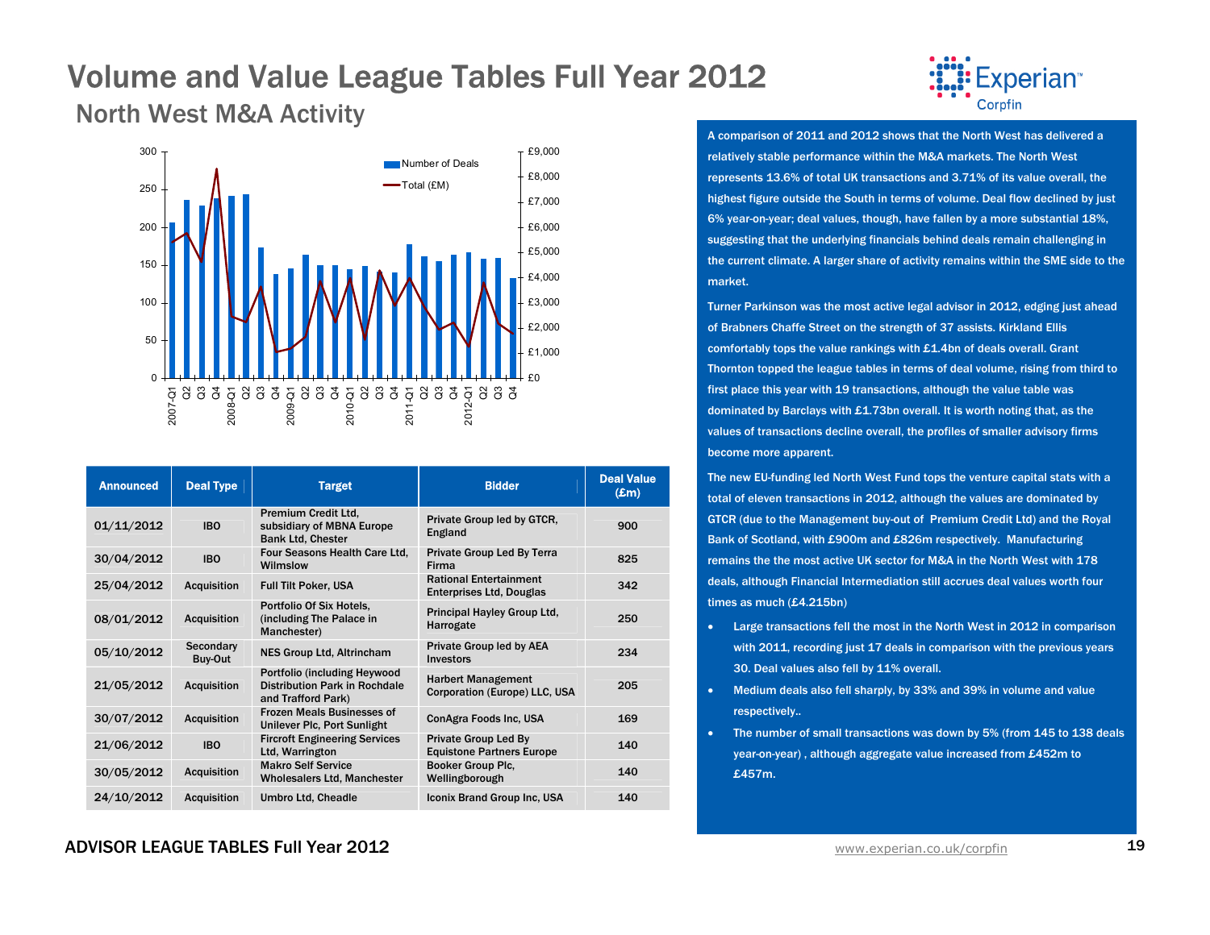# Volume and Value League Tables Full Year 2012

## North West M&A Activity

| Announced | Deal Type | Target | Bidder | Deal Value (£m) |
|---|---|---|---|---|
| 01/11/2012 | IBO | Premium Credit Ltd, subsidiary of MBNA Europe Bank Ltd, Chester | Private Group led by GTCR, England | 900 |
| 30/04/2012 | IBO | Four Seasons Health Care Ltd, Wilmslow | Private Group Led By Terra Firma | 825 |
| 25/04/2012 | Acquisition | Full Tilt Poker, USA | Rational Entertainment Enterprises Ltd, Douglas | 342 |
| 08/01/2012 | Acquisition | Portfolio Of Six Hotels, (including The Palace in Manchester) | Principal Hayley Group Ltd, Harrogate | 250 |
| 05/10/2012 | Secondary Buy-Out | NES Group Ltd, Altrincham | Private Group led by AEA Investors | 234 |
| 21/05/2012 | Acquisition | Portfolio (including Heywood Distribution Park in Rochdale and Trafford Park) | Harbert Management Corporation (Europe) LLC, USA | 205 |
| 30/07/2012 | Acquisition | Frozen Meals Businesses of Unilever Plc, Port Sunlight | ConAgra Foods Inc, USA | 169 |
| 21/06/2012 | IBO | Fircroft Engineering Services Ltd, Warrington | Private Group Led By Equistone Partners Europe | 140 |
| 30/05/2012 | Acquisition | Makro Self Service Wholesalers Ltd, Manchester | Booker Group Plc, Wellingborough | 140 |
| 24/10/2012 | Acquisition | Umbro Ltd, Cheadle | Iconix Brand Group Inc, USA | 140 |

A comparison of 2011 and 2012 shows that the North West has delivered a relatively stable performance within the M&A markets. The North West represents 13.6% of total UK transactions and 3.71% of its value overall, the highest figure outside the South in terms of volume. Deal flow declined by just 6% year-on-year; deal values, though, have fallen by a more substantial 18%, suggesting that the underlying financials behind deals remain challenging in the current climate. A larger share of activity remains within the SME side to the market.

Turner Parkinson was the most active legal advisor in 2012, edging just ahead of Brabners Chaffe Street on the strength of 37 assists. Kirkland Ellis comfortably tops the value rankings with £1.4bn of deals overall. Grant Thornton topped the league tables in terms of deal volume, rising from third to first place this year with 19 transactions, although the value table was dominated by Barclays with £1.73bn overall. It is worth noting that, as the values of transactions decline overall, the profiles of smaller advisory firms become more apparent.

The new EU-funding led North West Fund tops the venture capital stats with a total of eleven transactions in 2012, although the values are dominated by GTCR (due to the Management buy-out of Premium Credit Ltd) and the Royal Bank of Scotland, with £900m and £826m respectively. Manufacturing remains the the most active UK sector for M&A in the North West with 178 deals, although Financial Intermediation still accrues deal values worth four times as much (£4.215bn)

- Large transactions fell the most in the North West in 2012 in comparison with 2011, recording just 17 deals in comparison with the previous years 30. Deal values also fell by 11% overall.
- Medium deals also fell sharply, by 33% and 39% in volume and value respectively..
- The number of small transactions was down by 5% (from 145 to 138 deals year-on-year) , although aggregate value increased from £452m to £457m.

ADVISOR LEAGUE TABLES Full Year 2012

www.experian.co.uk/corpfin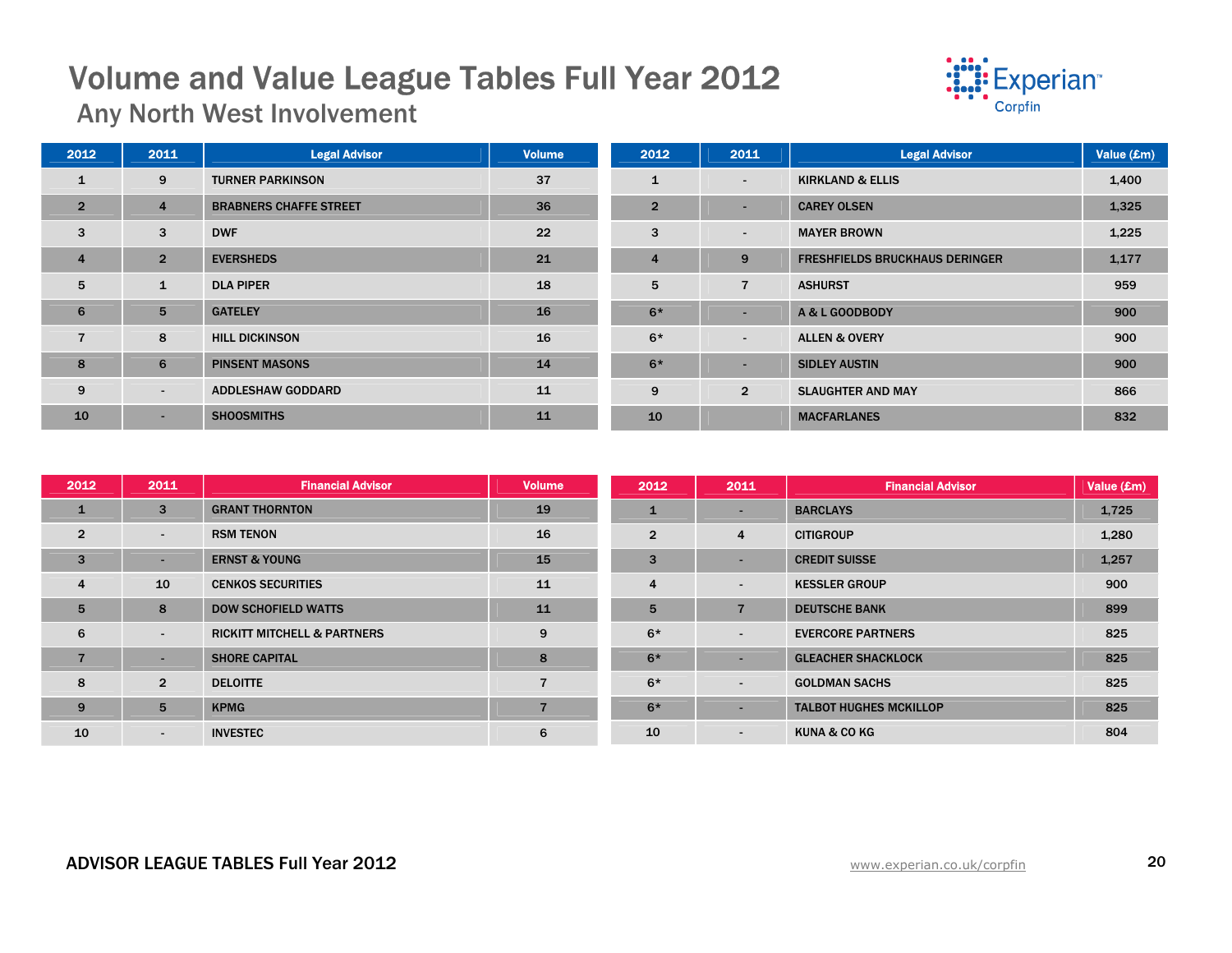# Volume and Value League Tables Full Year 2012

## Any North West Involvement

| 2012 | 2011 | Legal Advisor | Volume |
|---|---|---|---|
| 1 | 9 | TURNER PARKINSON | 37 |
| 2 | 4 | BRABNERS CHAFFE STREET | 36 |
| 3 | 3 | DWF | 22 |
| 4 | 2 | EVERSHEDS | 21 |
| 5 | 1 | DLA PIPER | 18 |
| 6 | 5 | GATELEY | 16 |
| 7 | 8 | HILL DICKINSON | 16 |
| 8 | 6 | PINSENT MASONS | 14 |
| 9 | - | ADDLESHAW GODDARD | 11 |
| 10 | - | SHOOSMITHS | 11 |

| 2012 | 2011 | Legal Advisor | Value (£m) |
|---|---|---|---|
| 1 | - | KIRKLAND & ELLIS | 1,400 |
| 2 | - | CAREY OLSEN | 1,325 |
| 3 | - | MAYER BROWN | 1,225 |
| 4 | 9 | FRESHFIELDS BRUCKHAUS DERINGER | 1,177 |
| 5 | 7 | ASHURST | 959 |
| 6* | - | A & L GOODBODY | 900 |
| 6* | - | ALLEN & OVERY | 900 |
| 6* | - | SIDLEY AUSTIN | 900 |
| 9 | 2 | SLAUGHTER AND MAY | 866 |
| 10 | | MACFARLANES | 832 |

| 2012 | 2011 | Financial Advisor | Volume |
|---|---|---|---|
| 1 | 3 | GRANT THORNTON | 19 |
| 2 | - | RSM TENON | 16 |
| 3 | - | ERNST & YOUNG | 15 |
| 4 | 10 | CENKOS SECURITIES | 11 |
| 5 | 8 | DOW SCHOFIELD WATTS | 11 |
| 6 | - | RICKITT MITCHELL & PARTNERS | 9 |
| 7 | - | SHORE CAPITAL | 8 |
| 8 | 2 | DELOITTE | 7 |
| 9 | 5 | KPMG | 7 |
| 10 | - | INVESTEC | 6 |

| 2012 | 2011 | Financial Advisor | Value (£m) |
|---|---|---|---|
| 1 | - | BARCLAYS | 1,725 |
| 2 | 4 | CITIGROUP | 1,280 |
| 3 | - | CREDIT SUISSE | 1,257 |
| 4 | - | KESSLER GROUP | 900 |
| 5 | 7 | DEUTSCHE BANK | 899 |
| 6* | - | EVERCORE PARTNERS | 825 |
| 6* | - | GLEACHER SHACKLOCK | 825 |
| 6* | - | GOLDMAN SACHS | 825 |
| 6* | - | TALBOT HUGHES MCKILLOP | 825 |
| 10 | - | KUNA & CO KG | 804 |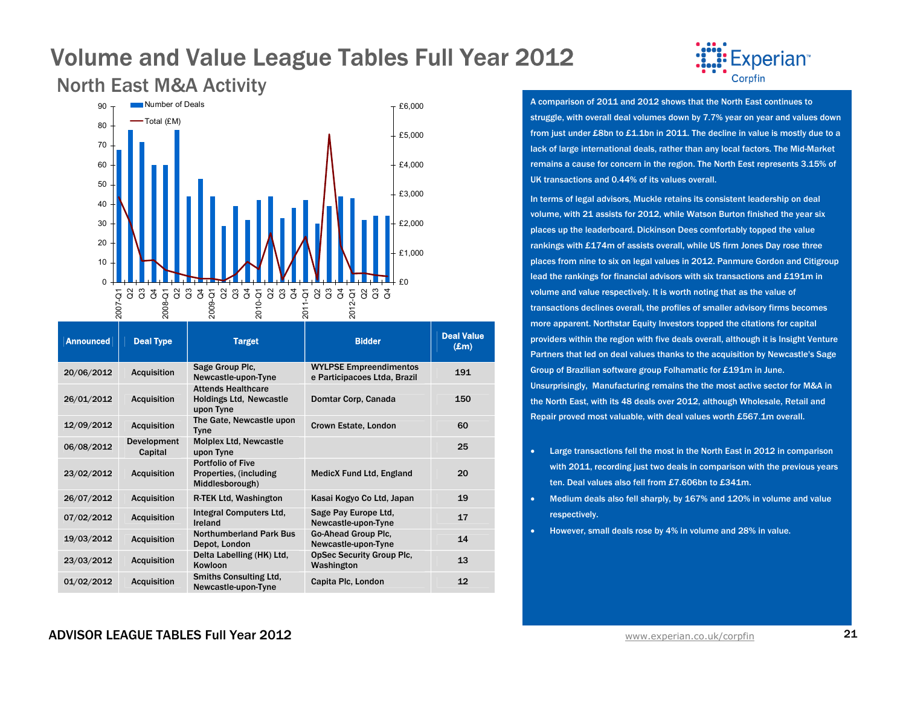# Volume and Value League Tables Full Year 2012

## North East M&A Activity

| Announced | Deal Type | Target | Bidder | Deal Value (£m) |
|---|---|---|---|---|
| 20/06/2012 | Acquisition | Sage Group Plc, Newcastle-upon-Tyne | WYLPSE Empreendimentos e Participacoes Ltda, Brazil | 191 |
| 26/01/2012 | Acquisition | Attends Healthcare Holdings Ltd, Newcastle upon Tyne | Domtar Corp, Canada | 150 |
| 12/09/2012 | Acquisition | The Gate, Newcastle upon Tyne | Crown Estate, London | 60 |
| 06/08/2012 | Development Capital | Molplex Ltd, Newcastle upon Tyne | | 25 |
| 23/02/2012 | Acquisition | Portfolio of Five Properties, (including Middlesborough) | MedicX Fund Ltd, England | 20 |
| 26/07/2012 | Acquisition | R-TEK Ltd, Washington | Kasai Kogyo Co Ltd, Japan | 19 |
| 07/02/2012 | Acquisition | Integral Computers Ltd, Ireland | Sage Pay Europe Ltd, Newcastle-upon-Tyne | 17 |
| 19/03/2012 | Acquisition | Northumberland Park Bus Depot, London | Go-Ahead Group Plc, Newcastle-upon-Tyne | 14 |
| 23/03/2012 | Acquisition | Delta Labelling (HK) Ltd, Kowloon | OpSec Security Group Plc, Washington | 13 |
| 01/02/2012 | Acquisition | Smiths Consulting Ltd, Newcastle-upon-Tyne | Capita Plc, London | 12 |

A comparison of 2011 and 2012 shows that the North East continues to struggle, with overall deal volumes down by 7.7% year on year and values down from just under £8bn to £1.1bn in 2011. The decline in value is mostly due to a lack of large international deals, rather than any local factors. The Mid-Market remains a cause for concern in the region. The North Eest represents 3.15% of UK transactions and 0.44% of its values overall.

In terms of legal advisors, Muckle retains its consistent leadership on deal volume, with 21 assists for 2012, while Watson Burton finished the year six places up the leaderboard. Dickinson Dees comfortably topped the value rankings with £174m of assists overall, while US firm Jones Day rose three places from nine to six on legal values in 2012. Panmure Gordon and Citigroup lead the rankings for financial advisors with six transactions and £191m in volume and value respectively. It is worth noting that as the value of transactions declines overall, the profiles of smaller advisory firms becomes more apparent. Northstar Equity Investors topped the citations for capital providers within the region with five deals overall, although it is Insight Venture Partners that led on deal values thanks to the acquisition by Newcastle's Sage Group of Brazilian software group Folhamatic for £191m in June. Unsurprisingly, Manufacturing remains the the most active sector for M&A in the North East, with its 48 deals over 2012, although Wholesale, Retail and Repair proved most valuable, with deal values worth £567.1m overall.

- Large transactions fell the most in the North East in 2012 in comparison with 2011, recording just two deals in comparison with the previous years ten. Deal values also fell from £7.606bn to £341m.
- Medium deals also fell sharply, by 167% and 120% in volume and value respectively.
- However, small deals rose by 4% in volume and 28% in value.

ADVISOR LEAGUE TABLES Full Year 2012

www.experian.co.uk/corpfin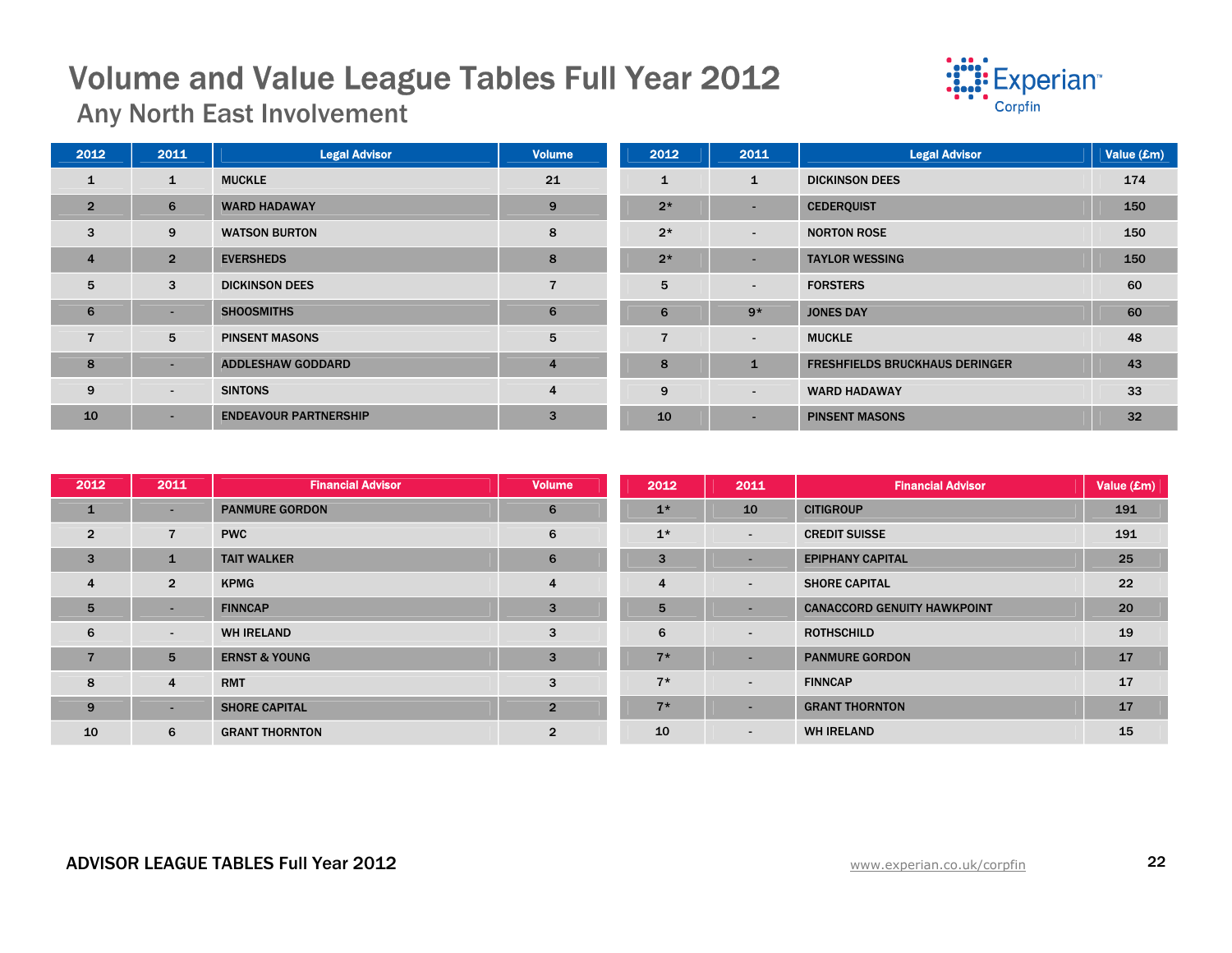# Volume and Value League Tables Full Year 2012

## Any North East Involvement

| 2012 | 2011 | Legal Advisor | Volume |
|---|---|---|---|
| 1 | 1 | MUCKLE | 21 |
| 2 | 6 | WARD HADAWAY | 9 |
| 3 | 9 | WATSON BURTON | 8 |
| 4 | 2 | EVERSHEDS | 8 |
| 5 | 3 | DICKINSON DEES | 7 |
| 6 | - | SHOOSMITHS | 6 |
| 7 | 5 | PINSENT MASONS | 5 |
| 8 | - | ADDLESHAW GODDARD | 4 |
| 9 | - | SINTONS | 4 |
| 10 | - | ENDEAVOUR PARTNERSHIP | 3 |

| 2012 | 2011 | Legal Advisor | Value (£m) |
|---|---|---|---|
| 1 | 1 | DICKINSON DEES | 174 |
| 2* | - | CEDERQUIST | 150 |
| 2* | - | NORTON ROSE | 150 |
| 2* | - | TAYLOR WESSING | 150 |
| 5 | - | FORSTERS | 60 |
| 6 | 9* | JONES DAY | 60 |
| 7 | - | MUCKLE | 48 |
| 8 | 1 | FRESHFIELDS BRUCKHAUS DERINGER | 43 |
| 9 | - | WARD HADAWAY | 33 |
| 10 | - | PINSENT MASONS | 32 |

| 2012 | 2011 | Financial Advisor | Volume |
|---|---|---|---|
| 1 | - | PANMURE GORDON | 6 |
| 2 | 7 | PWC | 6 |
| 3 | 1 | TAIT WALKER | 6 |
| 4 | 2 | KPMG | 4 |
| 5 | - | FINNCAP | 3 |
| 6 | - | WH IRELAND | 3 |
| 7 | 5 | ERNST & YOUNG | 3 |
| 8 | 4 | RMT | 3 |
| 9 | - | SHORE CAPITAL | 2 |
| 10 | 6 | GRANT THORNTON | 2 |

| 2012 | 2011 | Financial Advisor | Value (£m) |
|---|---|---|---|
| 1* | 10 | CITIGROUP | 191 |
| 1* | - | CREDIT SUISSE | 191 |
| 3 | - | EPIPHANY CAPITAL | 25 |
| 4 | - | SHORE CAPITAL | 22 |
| 5 | - | CANACCORD GENUITY HAWKPOINT | 20 |
| 6 | - | ROTHSCHILD | 19 |
| 7* | - | PANMURE GORDON | 17 |
| 7* | - | FINNCAP | 17 |
| 7* | - | GRANT THORNTON | 17 |
| 10 | - | WH IRELAND | 15 |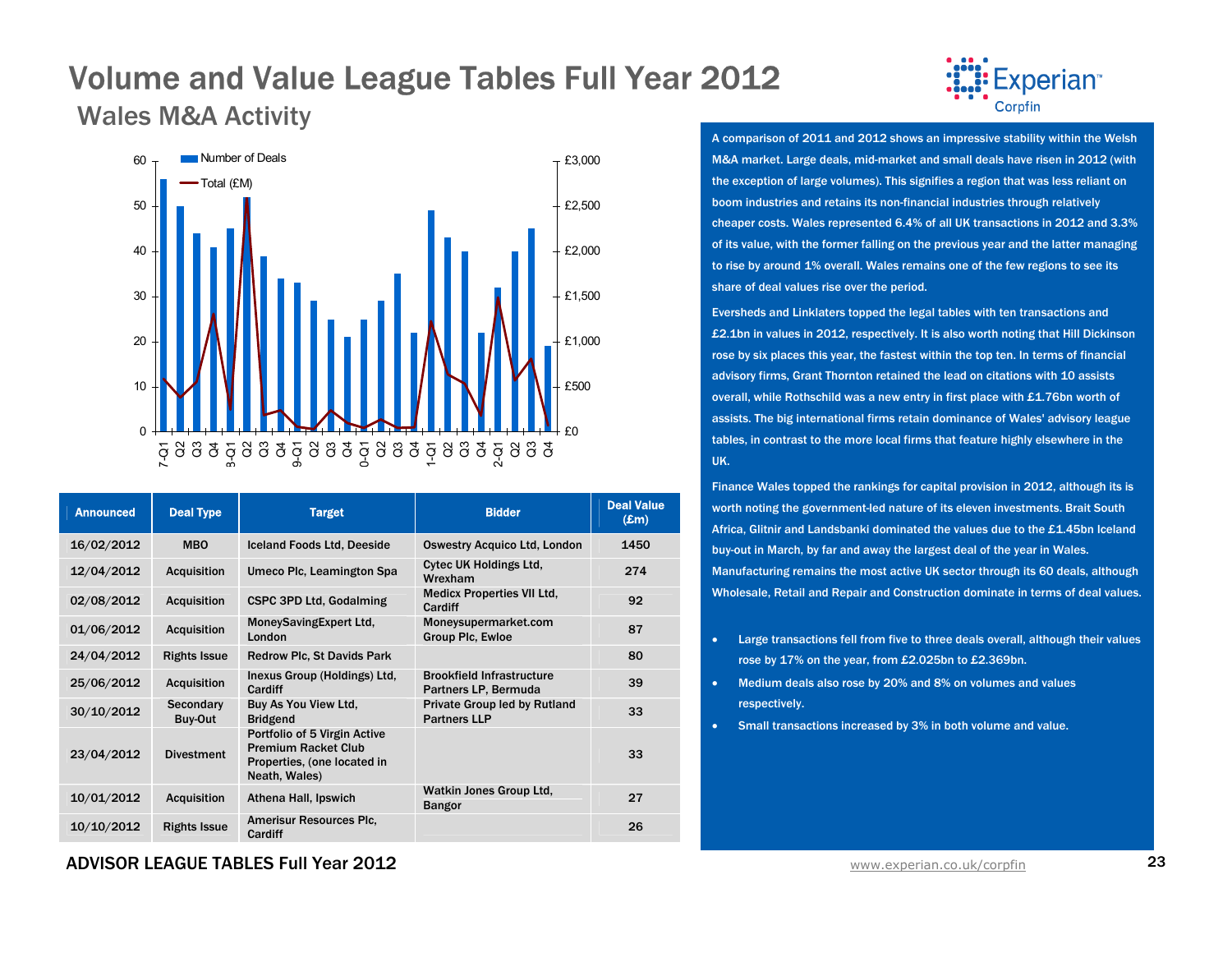# Volume and Value League Tables Full Year 2012

## Wales M&A Activity

| Announced | Deal Type | Target | Bidder | Deal Value (£m) |
|---|---|---|---|---|
| 16/02/2012 | MBO | Iceland Foods Ltd, Deeside | Oswestry Acquico Ltd, London | 1450 |
| 12/04/2012 | Acquisition | Umeco Plc, Leamington Spa | Cytec UK Holdings Ltd, Wrexham | 274 |
| 02/08/2012 | Acquisition | CSPC 3PD Ltd, Godalming | Medicx Properties VII Ltd, Cardiff | 92 |
| 01/06/2012 | Acquisition | MoneySavingExpert Ltd, London | Moneysupermarket.com Group Plc, Ewloe | 87 |
| 24/04/2012 | Rights Issue | Redrow Plc, St Davids Park | | 80 |
| 25/06/2012 | Acquisition | Inexus Group (Holdings) Ltd, Cardiff | Brookfield Infrastructure Partners LP, Bermuda | 39 |
| 30/10/2012 | Secondary Buy-Out | Buy As You View Ltd, Bridgend | Private Group led by Rutland Partners LLP | 33 |
| 23/04/2012 | Divestment | Portfolio of 5 Virgin Active Premium Racket Club Properties, (one located in Neath, Wales) | | 33 |
| 10/01/2012 | Acquisition | Athena Hall, Ipswich | Watkin Jones Group Ltd, Bangor | 27 |
| 10/10/2012 | Rights Issue | Amerisur Resources Plc, Cardiff | | 26 |

A comparison of 2011 and 2012 shows an impressive stability within the Welsh M&A market. Large deals, mid-market and small deals have risen in 2012 (with the exception of large volumes). This signifies a region that was less reliant on boom industries and retains its non-financial industries through relatively cheaper costs. Wales represented 6.4% of all UK transactions in 2012 and 3.3% of its value, with the former falling on the previous year and the latter managing to rise by around 1% overall. Wales remains one of the few regions to see its share of deal values rise over the period.

Eversheds and Linklaters topped the legal tables with ten transactions and £2.1bn in values in 2012, respectively. It is also worth noting that Hill Dickinson rose by six places this year, the fastest within the top ten. In terms of financial advisory firms, Grant Thornton retained the lead on citations with 10 assists overall, while Rothschild was a new entry in first place with £1.76bn worth of assists. The big international firms retain dominance of Wales' advisory league tables, in contrast to the more local firms that feature highly elsewhere in the UK.

Finance Wales topped the rankings for capital provision in 2012, although its is worth noting the government-led nature of its eleven investments. Brait South Africa, Glitnir and Landsbanki dominated the values due to the £1.45bn Iceland buy-out in March, by far and away the largest deal of the year in Wales. Manufacturing remains the most active UK sector through its 60 deals, although Wholesale, Retail and Repair and Construction dominate in terms of deal values.

- Large transactions fell from five to three deals overall, although their values rose by 17% on the year, from £2.025bn to £2.369bn.
- Medium deals also rose by 20% and 8% on volumes and values respectively.
- Small transactions increased by 3% in both volume and value.

ADVISOR LEAGUE TABLES Full Year 2012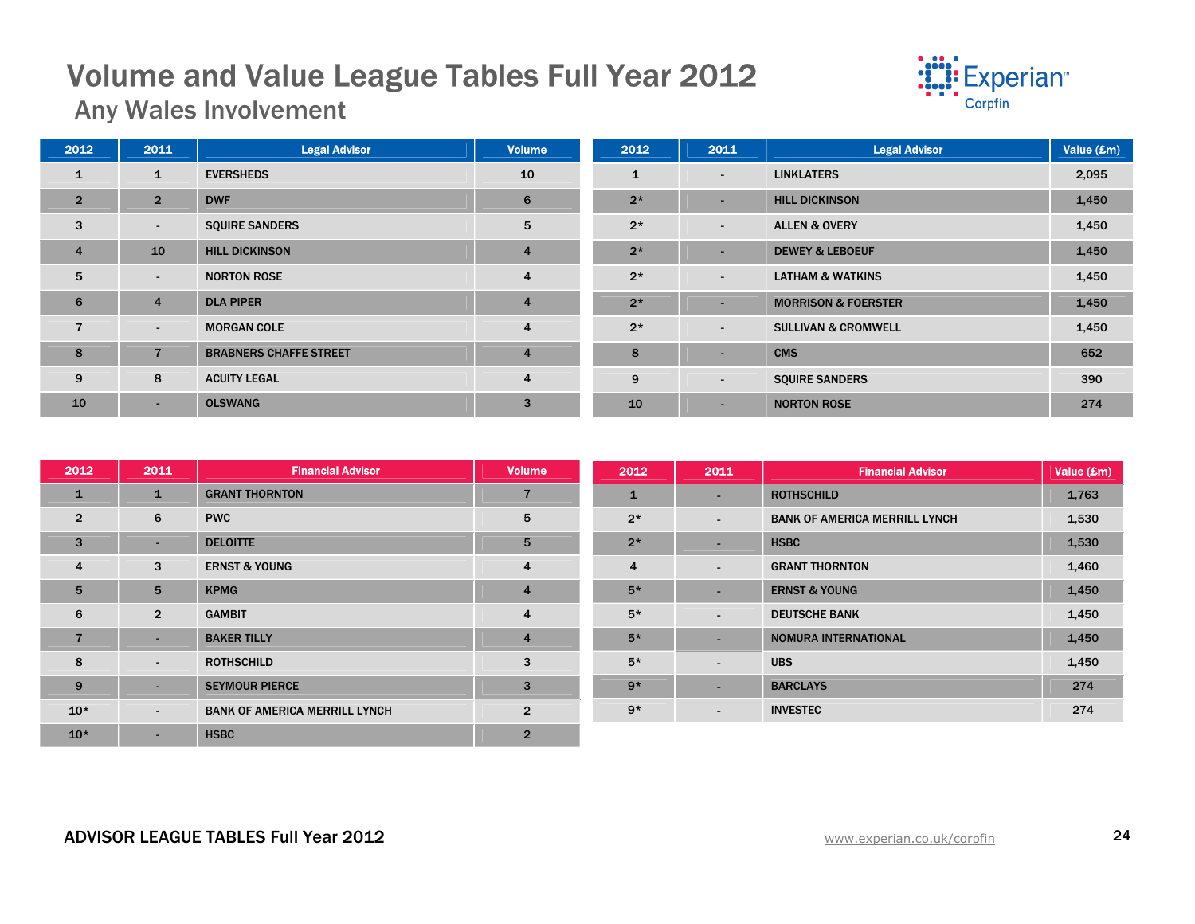# Volume and Value League Tables Full Year 2012

## Any Wales Involvement

| 2012 | 2011 | Legal Advisor | Volume |
|---|---|---|---|
| 1 | 1 | EVERSHEDS | 10 |
| 2 | 2 | DWF | 6 |
| 3 | - | SQUIRE SANDERS | 5 |
| 4 | 10 | HILL DICKINSON | 4 |
| 5 | - | NORTON ROSE | 4 |
| 6 | 4 | DLA PIPER | 4 |
| 7 | - | MORGAN COLE | 4 |
| 8 | 7 | BRABNERS CHAFFE STREET | 4 |
| 9 | 8 | ACUITY LEGAL | 4 |
| 10 | - | OLSWANG | 3 |

| 2012 | 2011 | Legal Advisor | Value (£m) |
|---|---|---|---|
| 1 | - | LINKLATERS | 2,095 |
| 2* | - | HILL DICKINSON | 1,450 |
| 2* | - | ALLEN & OVERY | 1,450 |
| 2* | - | DEWEY & LEBOEUF | 1,450 |
| 2* | - | LATHAM & WATKINS | 1,450 |
| 2* | - | MORRISON & FOERSTER | 1,450 |
| 2* | - | SULLIVAN & CROMWELL | 1,450 |
| 8 | - | CMS | 652 |
| 9 | - | SQUIRE SANDERS | 390 |
| 10 | - | NORTON ROSE | 274 |

| 2012 | 2011 | Financial Advisor | Volume |
|---|---|---|---|
| 1 | 1 | GRANT THORNTON | 7 |
| 2 | 6 | PWC | 5 |
| 3 | - | DELOITTE | 5 |
| 4 | 3 | ERNST & YOUNG | 4 |
| 5 | 5 | KPMG | 4 |
| 6 | 2 | GAMBIT | 4 |
| 7 | - | BAKER TILLY | 4 |
| 8 | - | ROTHSCHILD | 3 |
| 9 | - | SEYMOUR PIERCE | 3 |
| 10* | - | BANK OF AMERICA MERRILL LYNCH | 2 |
| 10* | - | HSBC | 2 |

| 2012 | 2011 | Financial Advisor | Value (£m) |
|---|---|---|---|
| 1 | - | ROTHSCHILD | 1,763 |
| 2* | - | BANK OF AMERICA MERRILL LYNCH | 1,530 |
| 2* | - | HSBC | 1,530 |
| 4 | - | GRANT THORNTON | 1,460 |
| 5* | - | ERNST & YOUNG | 1,450 |
| 5* | - | DEUTSCHE BANK | 1,450 |
| 5* | - | NOMURA INTERNATIONAL | 1,450 |
| 5* | - | UBS | 1,450 |
| 9* | - | BARCLAYS | 274 |
| 9* | - | INVESTEC | 274 |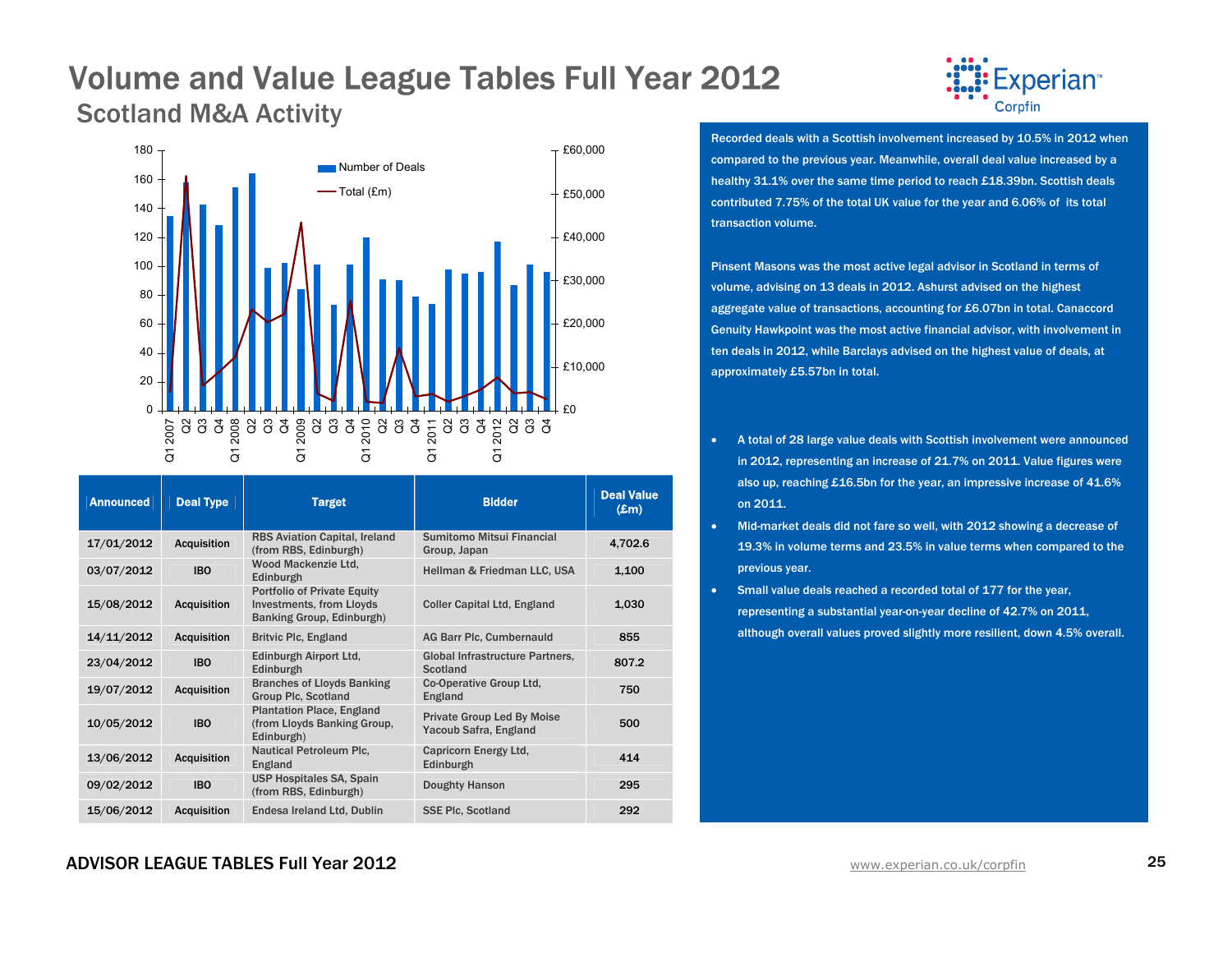# Volume and Value League Tables Full Year 2012

## Scotland M&A Activity

| Announced | Deal Type | Target | Bidder | Deal Value (£m) |
|---|---|---|---|---|
| 17/01/2012 | Acquisition | RBS Aviation Capital, Ireland (from RBS, Edinburgh) | Sumitomo Mitsui Financial Group, Japan | 4,702.6 |
| 03/07/2012 | IBO | Wood Mackenzie Ltd, Edinburgh | Hellman & Friedman LLC, USA | 1,100 |
| 15/08/2012 | Acquisition | Portfolio of Private Equity Investments, from Lloyds Banking Group, Edinburgh) | Coller Capital Ltd, England | 1,030 |
| 14/11/2012 | Acquisition | Britvic Plc, England | AG Barr Plc, Cumbernauld | 855 |
| 23/04/2012 | IBO | Edinburgh Airport Ltd, Edinburgh | Global Infrastructure Partners, Scotland | 807.2 |
| 19/07/2012 | Acquisition | Branches of Lloyds Banking Group Plc, Scotland | Co-Operative Group Ltd, England | 750 |
| 10/05/2012 | IBO | Plantation Place, England (from Lloyds Banking Group, Edinburgh) | Private Group Led By Moise Yacoub Safra, England | 500 |
| 13/06/2012 | Acquisition | Nautical Petroleum Plc, England | Capricorn Energy Ltd, Edinburgh | 414 |
| 09/02/2012 | IBO | USP Hospitales SA, Spain (from RBS, Edinburgh) | Doughty Hanson | 295 |
| 15/06/2012 | Acquisition | Endesa Ireland Ltd, Dublin | SSE Plc, Scotland | 292 |

Recorded deals with a Scottish involvement increased by 10.5% in 2012 when compared to the previous year. Meanwhile, overall deal value increased by a healthy 31.1% over the same time period to reach £18.39bn. Scottish deals contributed 7.75% of the total UK value for the year and 6.06% of its total transaction volume.

Pinsent Masons was the most active legal advisor in Scotland in terms of volume, advising on 13 deals in 2012. Ashurst advised on the highest aggregate value of transactions, accounting for £6.07bn in total. Canaccord Genuity Hawkpoint was the most active financial advisor, with involvement in ten deals in 2012, while Barclays advised on the highest value of deals, at approximately £5.57bn in total.

- A total of 28 large value deals with Scottish involvement were announced in 2012, representing an increase of 21.7% on 2011. Value figures were also up, reaching £16.5bn for the year, an impressive increase of 41.6% on 2011.
- Mid-market deals did not fare so well, with 2012 showing a decrease of 19.3% in volume terms and 23.5% in value terms when compared to the previous year.
- Small value deals reached a recorded total of 177 for the year, representing a substantial year-on-year decline of 42.7% on 2011, although overall values proved slightly more resilient, down 4.5% overall.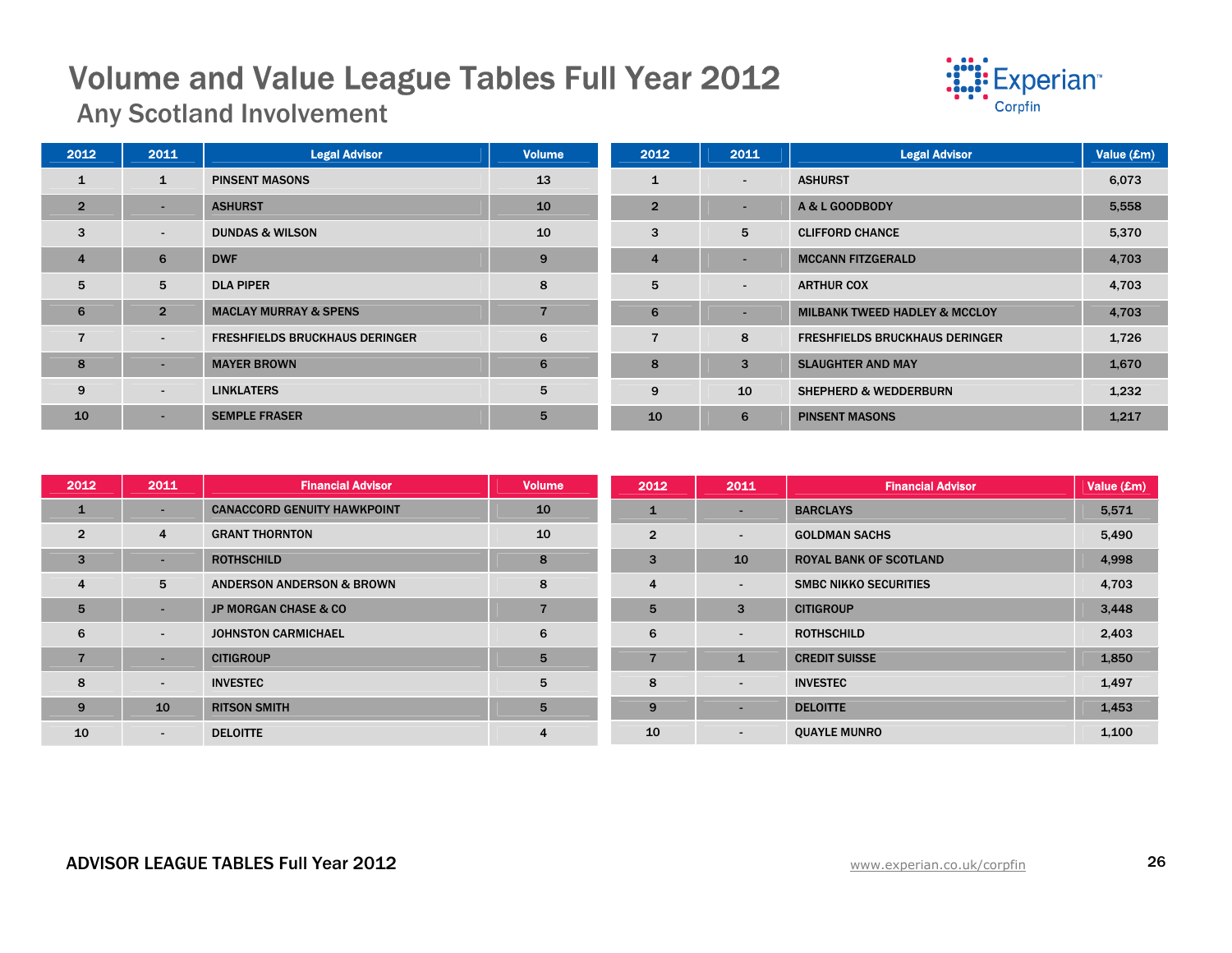# Volume and Value League Tables Full Year 2012

## Any Scotland Involvement

| 2012 | 2011 | Legal Advisor | Volume |
|---|---|---|---|
| 1 | 1 | PINSENT MASONS | 13 |
| 2 | - | ASHURST | 10 |
| 3 | - | DUNDAS & WILSON | 10 |
| 4 | 6 | DWF | 9 |
| 5 | 5 | DLA PIPER | 8 |
| 6 | 2 | MACLAY MURRAY & SPENS | 7 |
| 7 | - | FRESHFIELDS BRUCKHAUS DERINGER | 6 |
| 8 | - | MAYER BROWN | 6 |
| 9 | - | LINKLATERS | 5 |
| 10 | - | SEMPLE FRASER | 5 |

| 2012 | 2011 | Legal Advisor | Value (£m) |
|---|---|---|---|
| 1 | - | ASHURST | 6,073 |
| 2 | - | A & L GOODBODY | 5,558 |
| 3 | 5 | CLIFFORD CHANCE | 5,370 |
| 4 | - | MCCANN FITZGERALD | 4,703 |
| 5 | - | ARTHUR COX | 4,703 |
| 6 | - | MILBANK TWEED HADLEY & MCCLOY | 4,703 |
| 7 | 8 | FRESHFIELDS BRUCKHAUS DERINGER | 1,726 |
| 8 | 3 | SLAUGHTER AND MAY | 1,670 |
| 9 | 10 | SHEPHERD & WEDDERBURN | 1,232 |
| 10 | 6 | PINSENT MASONS | 1,217 |

| 2012 | 2011 | Financial Advisor | Volume |
|---|---|---|---|
| 1 | - | CANACCORD GENUITY HAWKPOINT | 10 |
| 2 | 4 | GRANT THORNTON | 10 |
| 3 | - | ROTHSCHILD | 8 |
| 4 | 5 | ANDERSON ANDERSON & BROWN | 8 |
| 5 | - | JP MORGAN CHASE & CO | 7 |
| 6 | - | JOHNSTON CARMICHAEL | 6 |
| 7 | - | CITIGROUP | 5 |
| 8 | - | INVESTEC | 5 |
| 9 | 10 | RITSON SMITH | 5 |
| 10 | - | DELOITTE | 4 |

| 2012 | 2011 | Financial Advisor | Value (£m) |
|---|---|---|---|
| 1 | - | BARCLAYS | 5,571 |
| 2 | - | GOLDMAN SACHS | 5,490 |
| 3 | 10 | ROYAL BANK OF SCOTLAND | 4,998 |
| 4 | - | SMBC NIKKO SECURITIES | 4,703 |
| 5 | 3 | CITIGROUP | 3,448 |
| 6 | - | ROTHSCHILD | 2,403 |
| 7 | 1 | CREDIT SUISSE | 1,850 |
| 8 | - | INVESTEC | 1,497 |
| 9 | - | DELOITTE | 1,453 |
| 10 | - | QUAYLE MUNRO | 1,100 |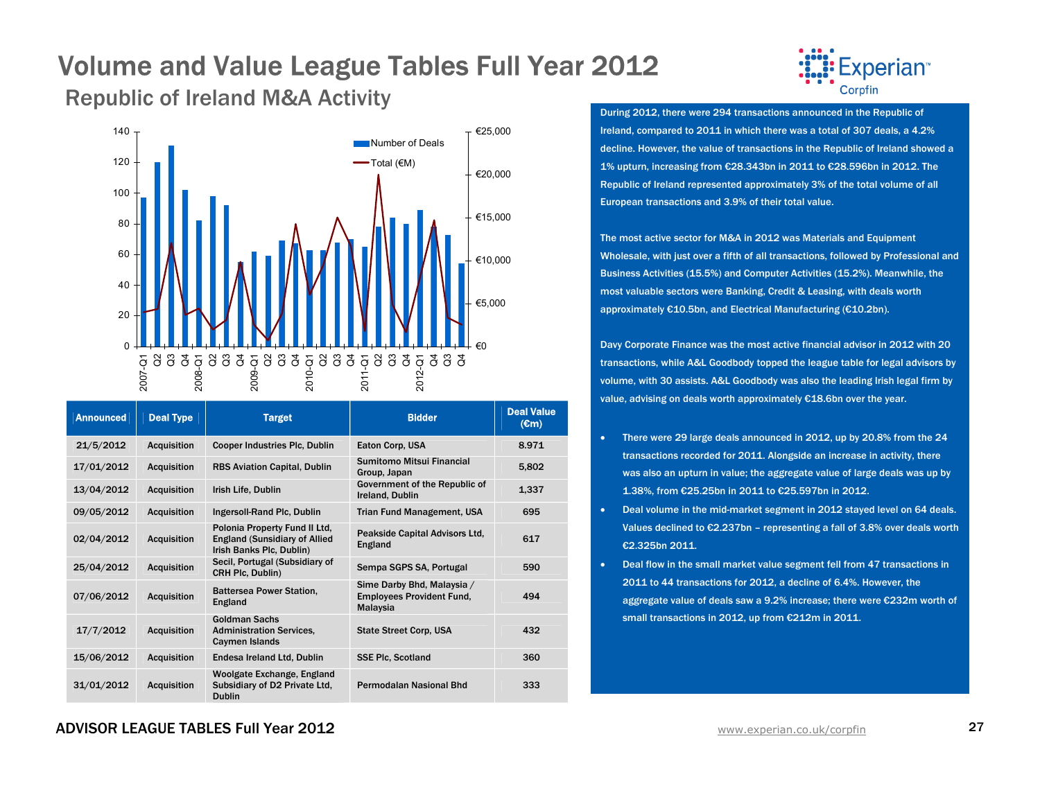# Volume and Value League Tables Full Year 2012

## Republic of Ireland M&A Activity

| Announced | Deal Type | Target | Bidder | Deal Value (€m) |
|---|---|---|---|---|
| 21/5/2012 | Acquisition | Cooper Industries Plc, Dublin | Eaton Corp, USA | 8.971 |
| 17/01/2012 | Acquisition | RBS Aviation Capital, Dublin | Sumitomo Mitsui Financial Group, Japan | 5,802 |
| 13/04/2012 | Acquisition | Irish Life, Dublin | Government of the Republic of Ireland, Dublin | 1,337 |
| 09/05/2012 | Acquisition | Ingersoll-Rand Plc, Dublin | Trian Fund Management, USA | 695 |
| 02/04/2012 | Acquisition | Polonia Property Fund II Ltd, England (Sunsidiary of Allied Irish Banks Plc, Dublin) | Peakside Capital Advisors Ltd, England | 617 |
| 25/04/2012 | Acquisition | Secil, Portugal (Subsidiary of CRH Plc, Dublin) | Sempa SGPS SA, Portugal | 590 |
| 07/06/2012 | Acquisition | Battersea Power Station, England | Sime Darby Bhd, Malaysia / Employees Provident Fund, Malaysia | 494 |
| 17/7/2012 | Acquisition | Goldman Sachs Administration Services, Caymen Islands | State Street Corp, USA | 432 |
| 15/06/2012 | Acquisition | Endesa Ireland Ltd, Dublin | SSE Plc, Scotland | 360 |
| 31/01/2012 | Acquisition | Woolgate Exchange, England Subsidiary of D2 Private Ltd, Dublin | Permodalan Nasional Bhd | 333 |

During 2012, there were 294 transactions announced in the Republic of Ireland, compared to 2011 in which there was a total of 307 deals, a 4.2% decline. However, the value of transactions in the Republic of Ireland showed a 1% upturn, increasing from €28.343bn in 2011 to €28.596bn in 2012. The Republic of Ireland represented approximately 3% of the total volume of all European transactions and 3.9% of their total value.

The most active sector for M&A in 2012 was Materials and Equipment Wholesale, with just over a fifth of all transactions, followed by Professional and Business Activities (15.5%) and Computer Activities (15.2%). Meanwhile, the most valuable sectors were Banking, Credit & Leasing, with deals worth approximately €10.5bn, and Electrical Manufacturing (€10.2bn).

Davy Corporate Finance was the most active financial advisor in 2012 with 20 transactions, while A&L Goodbody topped the league table for legal advisors by volume, with 30 assists. A&L Goodbody was also the leading Irish legal firm by value, advising on deals worth approximately €18.6bn over the year.

- There were 29 large deals announced in 2012, up by 20.8% from the 24 transactions recorded for 2011. Alongside an increase in activity, there was also an upturn in value; the aggregate value of large deals was up by 1.38%, from €25.25bn in 2011 to €25.597bn in 2012.
- Deal volume in the mid-market segment in 2012 stayed level on 64 deals. Values declined to €2.237bn – representing a fall of 3.8% over deals worth €2.325bn 2011.
- Deal flow in the small market value segment fell from 47 transactions in 2011 to 44 transactions for 2012, a decline of 6.4%. However, the aggregate value of deals saw a 9.2% increase; there were €232m worth of small transactions in 2012, up from €212m in 2011.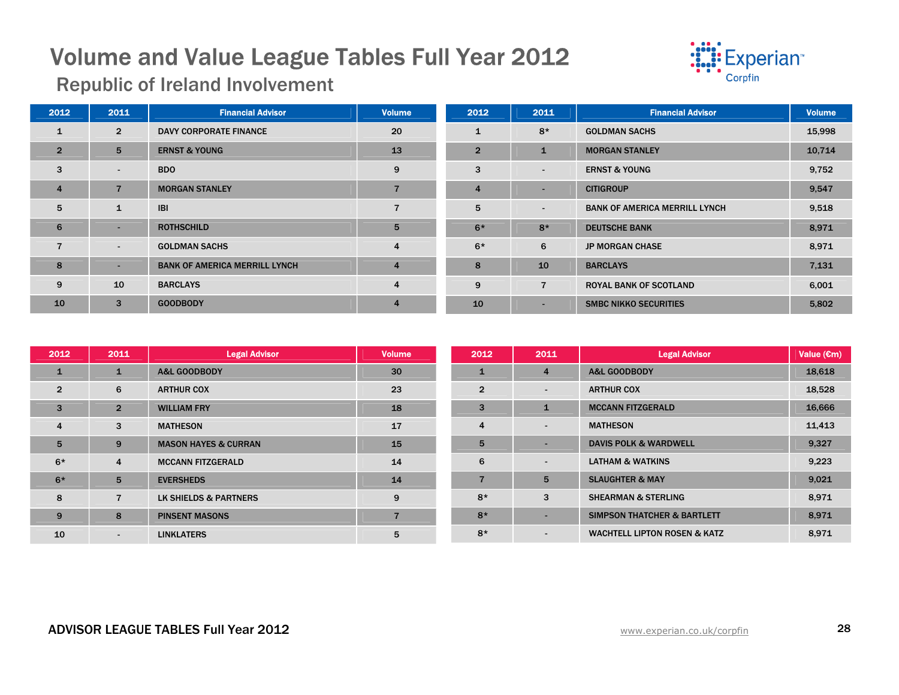# Volume and Value League Tables Full Year 2012

## Republic of Ireland Involvement

| 2012 | 2011 | Financial Advisor | Volume |
|---|---|---|---|
| 1 | 2 | DAVY CORPORATE FINANCE | 20 |
| 2 | 5 | ERNST & YOUNG | 13 |
| 3 | - | BDO | 9 |
| 4 | 7 | MORGAN STANLEY | 7 |
| 5 | 1 | IBI | 7 |
| 6 | - | ROTHSCHILD | 5 |
| 7 | - | GOLDMAN SACHS | 4 |
| 8 | - | BANK OF AMERICA MERRILL LYNCH | 4 |
| 9 | 10 | BARCLAYS | 4 |
| 10 | 3 | GOODBODY | 4 |

| 2012 | 2011 | Financial Advisor | Volume |
|---|---|---|---|
| 1 | 8* | GOLDMAN SACHS | 15,998 |
| 2 | 1 | MORGAN STANLEY | 10,714 |
| 3 | - | ERNST & YOUNG | 9,752 |
| 4 | - | CITIGROUP | 9,547 |
| 5 | - | BANK OF AMERICA MERRILL LYNCH | 9,518 |
| 6* | 8* | DEUTSCHE BANK | 8,971 |
| 6* | 6 | JP MORGAN CHASE | 8,971 |
| 8 | 10 | BARCLAYS | 7,131 |
| 9 | 7 | ROYAL BANK OF SCOTLAND | 6,001 |
| 10 | - | SMBC NIKKO SECURITIES | 5,802 |

| 2012 | 2011 | Legal Advisor | Volume |
|---|---|---|---|
| 1 | 1 | A&L GOODBODY | 30 |
| 2 | 6 | ARTHUR COX | 23 |
| 3 | 2 | WILLIAM FRY | 18 |
| 4 | 3 | MATHESON | 17 |
| 5 | 9 | MASON HAYES & CURRAN | 15 |
| 6* | 4 | MCCANN FITZGERALD | 14 |
| 6* | 5 | EVERSHEDS | 14 |
| 8 | 7 | LK SHIELDS & PARTNERS | 9 |
| 9 | 8 | PINSENT MASONS | 7 |
| 10 | - | LINKLATERS | 5 |

| 2012 | 2011 | Legal Advisor | Value (€m) |
|---|---|---|---|
| 1 | 4 | A&L GOODBODY | 18,618 |
| 2 | - | ARTHUR COX | 18,528 |
| 3 | 1 | MCCANN FITZGERALD | 16,666 |
| 4 | - | MATHESON | 11,413 |
| 5 | - | DAVIS POLK & WARDWELL | 9,327 |
| 6 | - | LATHAM & WATKINS | 9,223 |
| 7 | 5 | SLAUGHTER & MAY | 9,021 |
| 8* | 3 | SHEARMAN & STERLING | 8,971 |
| 8* | - | SIMPSON THATCHER & BARTLETT | 8,971 |
| 8* | - | WACHTELL LIPTON ROSEN & KATZ | 8,971 |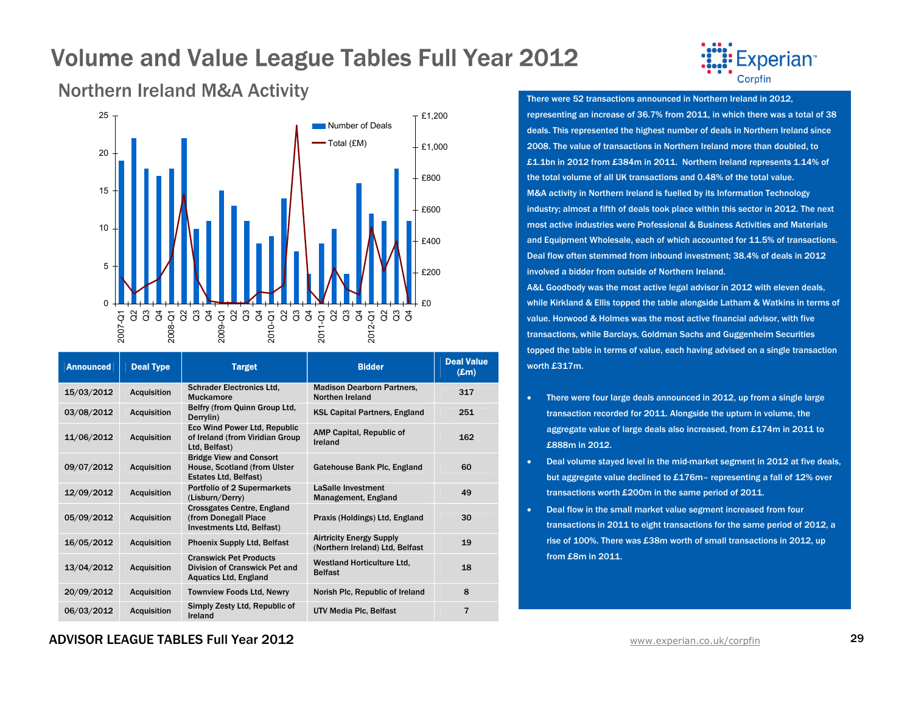# Volume and Value League Tables Full Year 2012

## Northern Ireland M&A Activity

| Announced | Deal Type | Target | Bidder | Deal Value (£m) |
|---|---|---|---|---|
| 15/03/2012 | Acquisition | Schrader Electronics Ltd, Muckamore | Madison Dearborn Partners, Northen Ireland | 317 |
| 03/08/2012 | Acquisition | Belfry (from Quinn Group Ltd, Derrylin) | KSL Capital Partners, England | 251 |
| 11/06/2012 | Acquisition | Eco Wind Power Ltd, Republic of Ireland (from Viridian Group Ltd, Belfast) | AMP Capital, Republic of Ireland | 162 |
| 09/07/2012 | Acquisition | Bridge View and Consort House, Scotland (from Ulster Estates Ltd, Belfast) | Gatehouse Bank Plc, England | 60 |
| 12/09/2012 | Acquisition | Portfolio of 2 Supermarkets (Lisburn/Derry) | LaSalle Investment Management, England | 49 |
| 05/09/2012 | Acquisition | Crossgates Centre, England (from Donegall Place Investments Ltd, Belfast) | Praxis (Holdings) Ltd, England | 30 |
| 16/05/2012 | Acquisition | Phoenix Supply Ltd, Belfast | Airtricity Energy Supply (Northern Ireland) Ltd, Belfast | 19 |
| 13/04/2012 | Acquisition | Cranswick Pet Products Division of Cranswick Pet and Aquatics Ltd, England | Westland Horticulture Ltd, Belfast | 18 |
| 20/09/2012 | Acquisition | Townview Foods Ltd, Newry | Norish Plc, Republic of Ireland | 8 |
| 06/03/2012 | Acquisition | Simply Zesty Ltd, Republic of Ireland | UTV Media Plc, Belfast | 7 |

There were 52 transactions announced in Northern Ireland in 2012, representing an increase of 36.7% from 2011, in which there was a total of 38 deals. This represented the highest number of deals in Northern Ireland since 2008. The value of transactions in Northern Ireland more than doubled, to £1.1bn in 2012 from £384m in 2011. Northern Ireland represents 1.14% of the total volume of all UK transactions and 0.48% of the total value.

M&A activity in Northern Ireland is fuelled by its Information Technology industry; almost a fifth of deals took place within this sector in 2012. The next most active industries were Professional & Business Activities and Materials and Equipment Wholesale, each of which accounted for 11.5% of transactions. Deal flow often stemmed from inbound investment; 38.4% of deals in 2012 involved a bidder from outside of Northern Ireland.

A&L Goodbody was the most active legal advisor in 2012 with eleven deals, while Kirkland & Ellis topped the table alongside Latham & Watkins in terms of value. Horwood & Holmes was the most active financial advisor, with five transactions, while Barclays, Goldman Sachs and Guggenheim Securities topped the table in terms of value, each having advised on a single transaction worth £317m.

- There were four large deals announced in 2012, up from a single large transaction recorded for 2011. Alongside the upturn in volume, the aggregate value of large deals also increased, from £174m in 2011 to £888m in 2012.
- Deal volume stayed level in the mid-market segment in 2012 at five deals, but aggregate value declined to £176m– representing a fall of 12% over transactions worth £200m in the same period of 2011.
- Deal flow in the small market value segment increased from four transactions in 2011 to eight transactions for the same period of 2012, a rise of 100%. There was £38m worth of small transactions in 2012, up from £8m in 2011.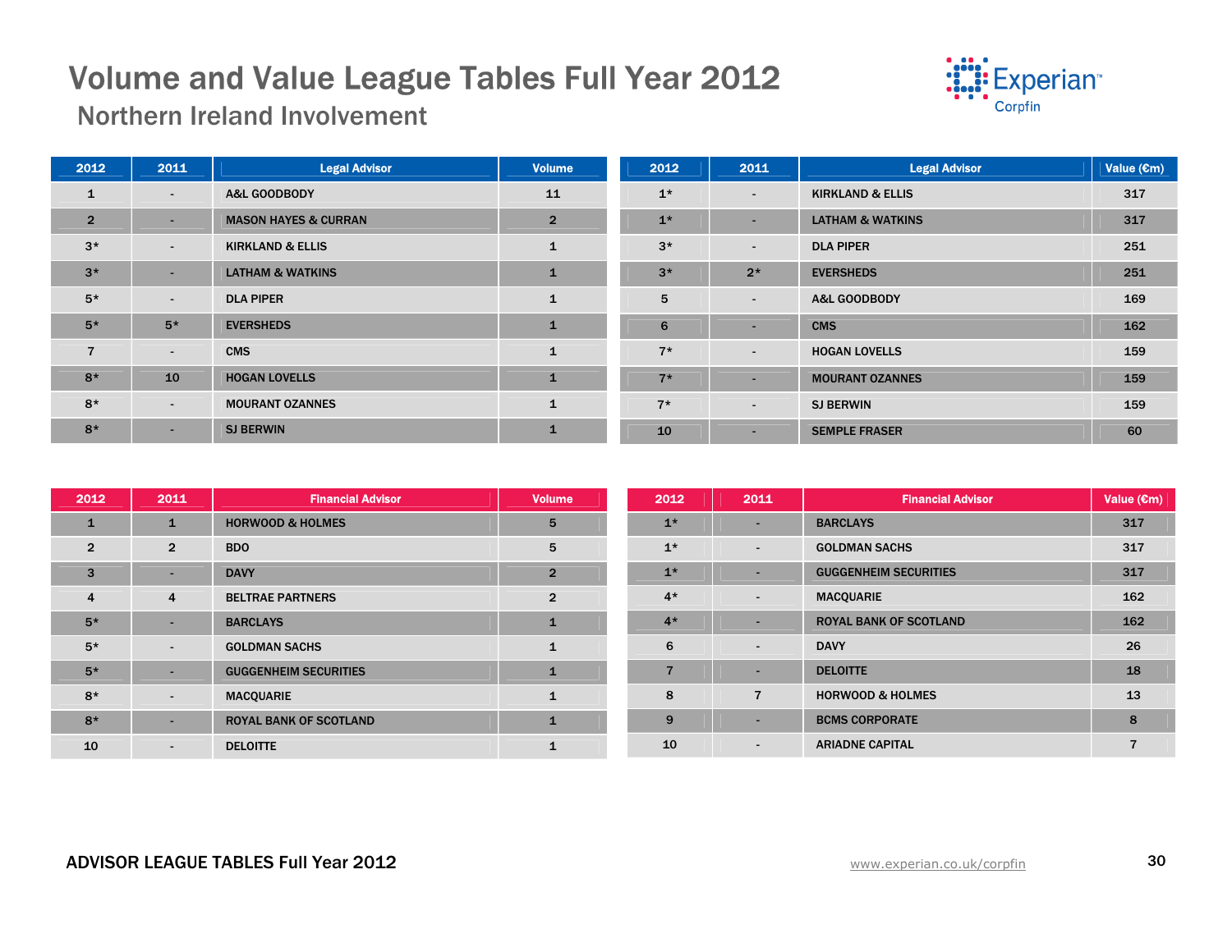# Volume and Value League Tables Full Year 2012

## Northern Ireland Involvement

| 2012 | 2011 | Legal Advisor | Volume |
|---|---|---|---|
| 1 | - | A&L GOODBODY | 11 |
| 2 | - | MASON HAYES & CURRAN | 2 |
| 3* | - | KIRKLAND & ELLIS | 1 |
| 3* | - | LATHAM & WATKINS | 1 |
| 5* | - | DLA PIPER | 1 |
| 5* | 5* | EVERSHEDS | 1 |
| 7 | - | CMS | 1 |
| 8* | 10 | HOGAN LOVELLS | 1 |
| 8* | - | MOURANT OZANNES | 1 |
| 8* | - | SJ BERWIN | 1 |

| 2012 | 2011 | Legal Advisor | Value (€m) |
|---|---|---|---|
| 1* | - | KIRKLAND & ELLIS | 317 |
| 1* | - | LATHAM & WATKINS | 317 |
| 3* | - | DLA PIPER | 251 |
| 3* | 2* | EVERSHEDS | 251 |
| 5 | - | A&L GOODBODY | 169 |
| 6 | - | CMS | 162 |
| 7* | - | HOGAN LOVELLS | 159 |
| 7* | - | MOURANT OZANNES | 159 |
| 7* | - | SJ BERWIN | 159 |
| 10 | - | SEMPLE FRASER | 60 |

| 2012 | 2011 | Financial Advisor | Volume |
|---|---|---|---|
| 1 | 1 | HORWOOD & HOLMES | 5 |
| 2 | 2 | BDO | 5 |
| 3 | - | DAVY | 2 |
| 4 | 4 | BELTRAE PARTNERS | 2 |
| 5* | - | BARCLAYS | 1 |
| 5* | - | GOLDMAN SACHS | 1 |
| 5* | - | GUGGENHEIM SECURITIES | 1 |
| 8* | - | MACQUARIE | 1 |
| 8* | - | ROYAL BANK OF SCOTLAND | 1 |
| 10 | - | DELOITTE | 1 |

| 2012 | 2011 | Financial Advisor | Value (€m) |
|---|---|---|---|
| 1* | - | BARCLAYS | 317 |
| 1* | - | GOLDMAN SACHS | 317 |
| 1* | - | GUGGENHEIM SECURITIES | 317 |
| 4* | - | MACQUARIE | 162 |
| 4* | - | ROYAL BANK OF SCOTLAND | 162 |
| 6 | - | DAVY | 26 |
| 7 | - | DELOITTE | 18 |
| 8 | 7 | HORWOOD & HOLMES | 13 |
| 9 | - | BCMS CORPORATE | 8 |
| 10 | - | ARIADNE CAPITAL | 7 |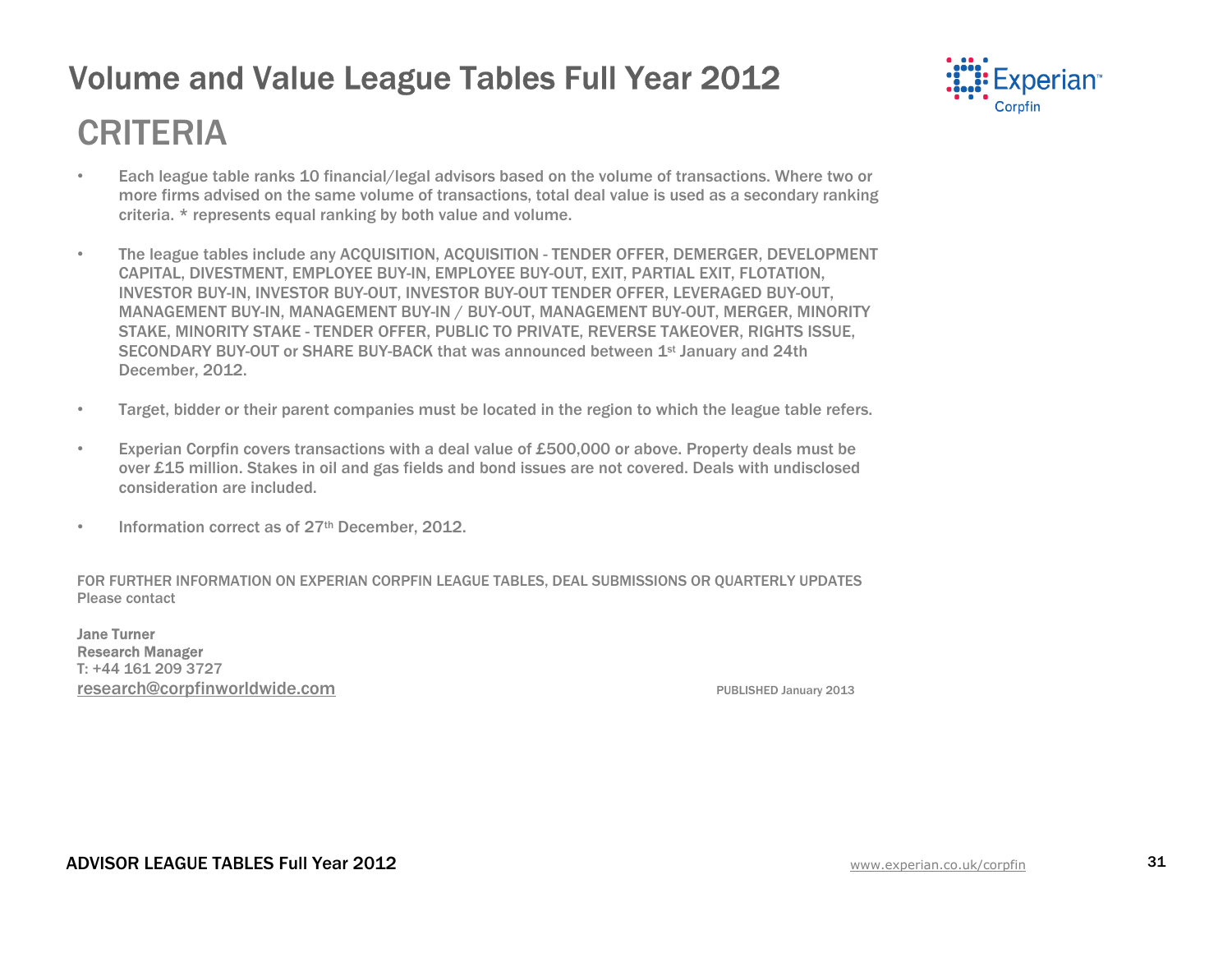# Volume and Value League Tables Full Year 2012

## CRITERIA

- Each league table ranks 10 financial/legal advisors based on the volume of transactions. Where two or more firms advised on the same volume of transactions, total deal value is used as a secondary ranking criteria. * represents equal ranking by both value and volume.

- The league tables include any ACQUISITION, ACQUISITION - TENDER OFFER, DEMERGER, DEVELOPMENT CAPITAL, DIVESTMENT, EMPLOYEE BUY-IN, EMPLOYEE BUY-OUT, EXIT, PARTIAL EXIT, FLOTATION, INVESTOR BUY-IN, INVESTOR BUY-OUT, INVESTOR BUY-OUT TENDER OFFER, LEVERAGED BUY-OUT, MANAGEMENT BUY-IN, MANAGEMENT BUY-IN / BUY-OUT, MANAGEMENT BUY-OUT, MERGER, MINORITY STAKE, MINORITY STAKE - TENDER OFFER, PUBLIC TO PRIVATE, REVERSE TAKEOVER, RIGHTS ISSUE, SECONDARY BUY-OUT or SHARE BUY-BACK that was announced between 1st January and 24th December, 2012.

- Target, bidder or their parent companies must be located in the region to which the league table refers.

- Experian Corpfin covers transactions with a deal value of £500,000 or above. Property deals must be over £15 million. Stakes in oil and gas fields and bond issues are not covered. Deals with undisclosed consideration are included.

- Information correct as of 27th December, 2012.

FOR FURTHER INFORMATION ON EXPERIAN CORPFIN LEAGUE TABLES, DEAL SUBMISSIONS OR QUARTERLY UPDATES
Please contact

**Jane Turner**
**Research Manager**
T: +44 161 209 3727
research@corpfinworldwide.com

PUBLISHED January 2013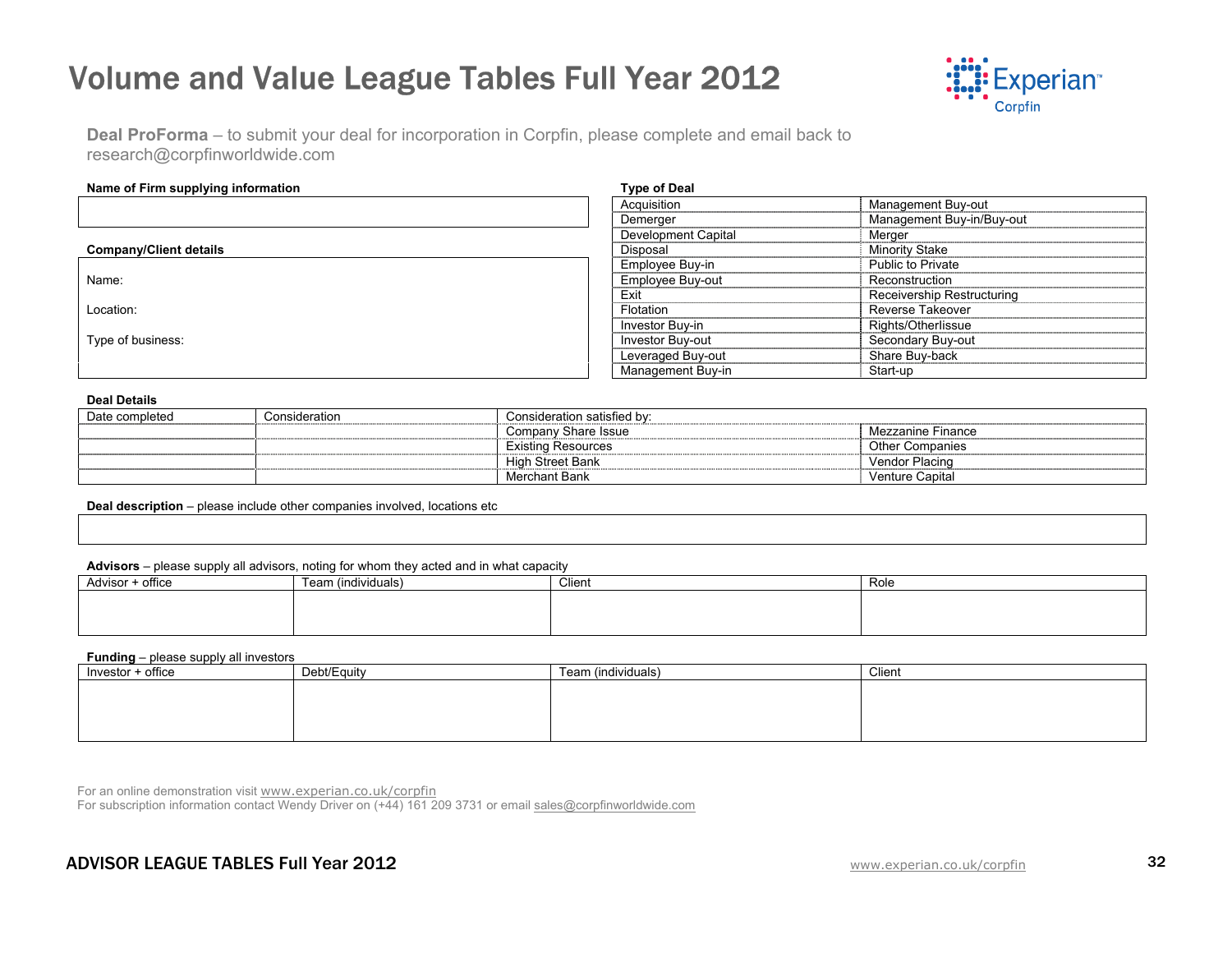# Volume and Value League Tables Full Year 2012

**Deal ProForma** – to submit your deal for incorporation in Corpfin, please complete and email back to research@corpfinworldwide.com

**Name of Firm supplying information**

| |
|---|
| |

**Company/Client details**

Name:

Location:

Type of business:

**Type of Deal**

| | |
|---|---|
| Acquisition | Management Buy-out |
| Demerger | Management Buy-in/Buy-out |
| Development Capital | Merger |
| Disposal | Minority Stake |
| Employee Buy-in | Public to Private |
| Employee Buy-out | Reconstruction |
| Exit | Receivership Restructuring |
| Flotation | Reverse Takeover |
| Investor Buy-in | Rights/OtherIssue |
| Investor Buy-out | Secondary Buy-out |
| Leveraged Buy-out | Share Buy-back |
| Management Buy-in | Start-up |

**Deal Details**

| Date completed | Consideration | Consideration satisfied by: | |
|---|---|---|---|
| | | Company Share Issue | Mezzanine Finance |
| | | Existing Resources | Other Companies |
| | | High Street Bank | Vendor Placing |
| | | Merchant Bank | Venture Capital |

**Deal description** – please include other companies involved, locations etc

| |
|---|
| |

**Advisors** – please supply all advisors, noting for whom they acted and in what capacity

| Advisor + office | Team (individuals) | Client | Role |
|---|---|---|---|
| | | | |

**Funding** – please supply all investors

| Investor + office | Debt/Equity | Team (individuals) | Client |
|---|---|---|---|
| | | | |

For an online demonstration visit www.experian.co.uk/corpfin

For subscription information contact Wendy Driver on (+44) 161 209 3731 or email sales@corpfinworldwide.com